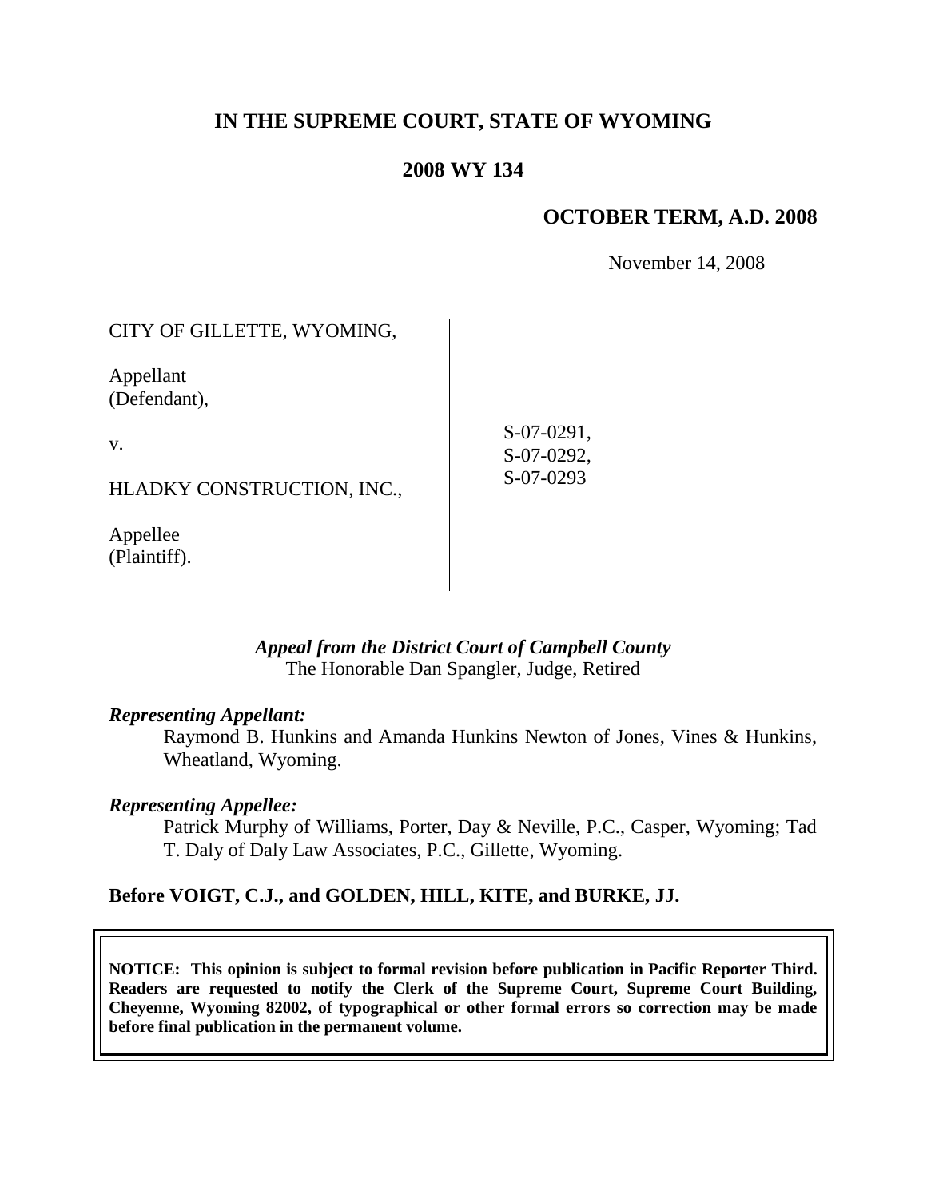# IN THE SUPREME COURT, STATE OF WYOMING

## 2008 WY 134

### OCTOBER TERM, A.D. 2008

November 14, 2008

| | |
|---|---|
| CITY OF GILLETTE, WYOMING,<br><br>Appellant<br>(Defendant),<br><br>v.<br><br>HLADKY CONSTRUCTION, INC.,<br><br>Appellee<br>(Plaintiff). | S-07-0291,<br>S-07-0292,<br>S-07-0293 |

***Appeal from the District Court of Campbell County***
The Honorable Dan Spangler, Judge, Retired

***Representing Appellant:***

Raymond B. Hunkins and Amanda Hunkins Newton of Jones, Vines & Hunkins, Wheatland, Wyoming.

***Representing Appellee:***

Patrick Murphy of Williams, Porter, Day & Neville, P.C., Casper, Wyoming; Tad T. Daly of Daly Law Associates, P.C., Gillette, Wyoming.

**Before VOIGT, C.J., and GOLDEN, HILL, KITE, and BURKE, JJ.**

**NOTICE: This opinion is subject to formal revision before publication in Pacific Reporter Third. Readers are requested to notify the Clerk of the Supreme Court, Supreme Court Building, Cheyenne, Wyoming 82002, of typographical or other formal errors so correction may be made before final publication in the permanent volume.**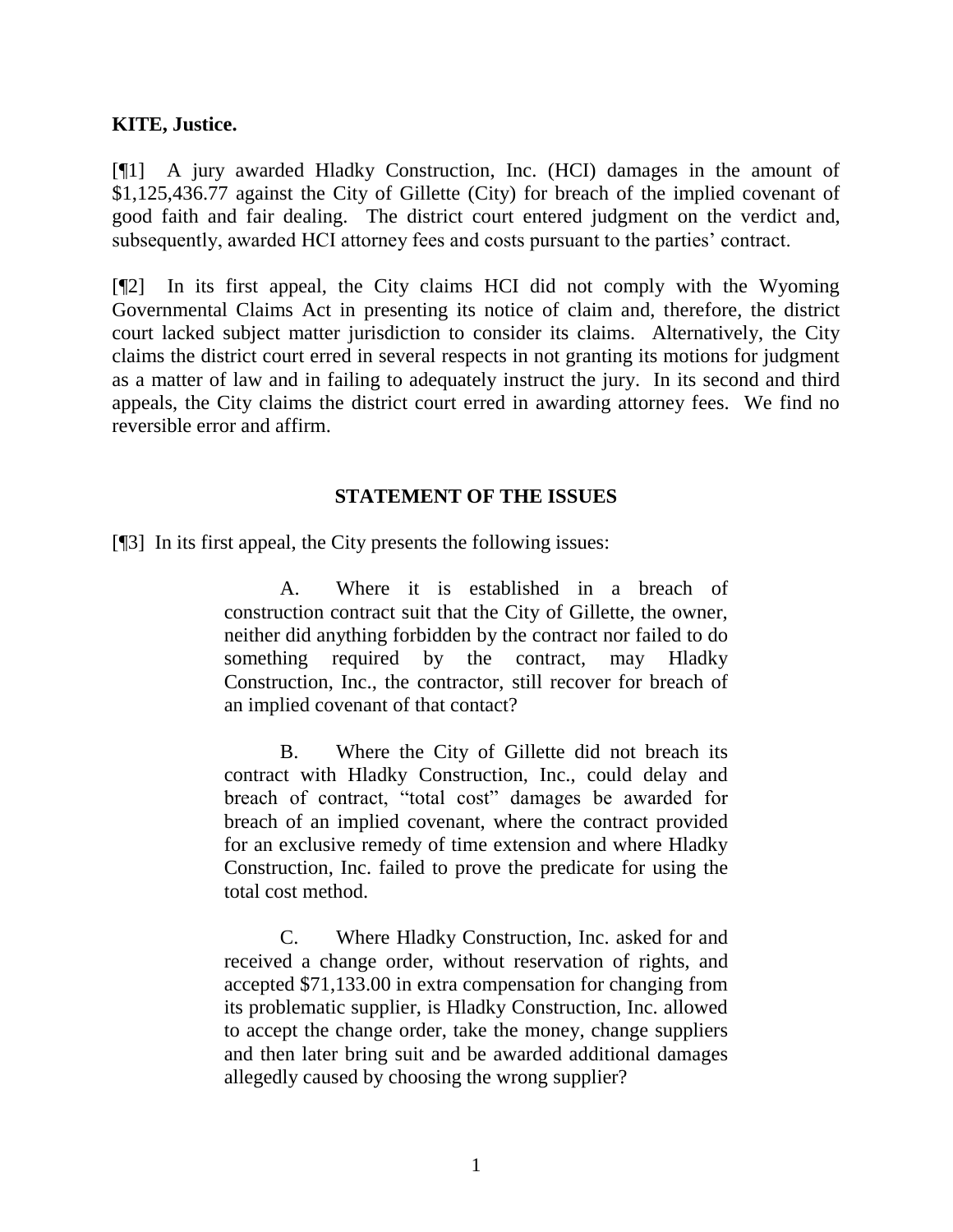**KITE, Justice.**

[¶1] A jury awarded Hladky Construction, Inc. (HCI) damages in the amount of $1,125,436.77 against the City of Gillette (City) for breach of the implied covenant of good faith and fair dealing. The district court entered judgment on the verdict and, subsequently, awarded HCI attorney fees and costs pursuant to the parties' contract.

[¶2] In its first appeal, the City claims HCI did not comply with the Wyoming Governmental Claims Act in presenting its notice of claim and, therefore, the district court lacked subject matter jurisdiction to consider its claims. Alternatively, the City claims the district court erred in several respects in not granting its motions for judgment as a matter of law and in failing to adequately instruct the jury. In its second and third appeals, the City claims the district court erred in awarding attorney fees. We find no reversible error and affirm.

## STATEMENT OF THE ISSUES

[¶3] In its first appeal, the City presents the following issues:

> A. Where it is established in a breach of construction contract suit that the City of Gillette, the owner, neither did anything forbidden by the contract nor failed to do something required by the contract, may Hladky Construction, Inc., the contractor, still recover for breach of an implied covenant of that contact?
>
> B. Where the City of Gillette did not breach its contract with Hladky Construction, Inc., could delay and breach of contract, "total cost" damages be awarded for breach of an implied covenant, where the contract provided for an exclusive remedy of time extension and where Hladky Construction, Inc. failed to prove the predicate for using the total cost method.
>
> C. Where Hladky Construction, Inc. asked for and received a change order, without reservation of rights, and accepted $71,133.00 in extra compensation for changing from its problematic supplier, is Hladky Construction, Inc. allowed to accept the change order, take the money, change suppliers and then later bring suit and be awarded additional damages allegedly caused by choosing the wrong supplier?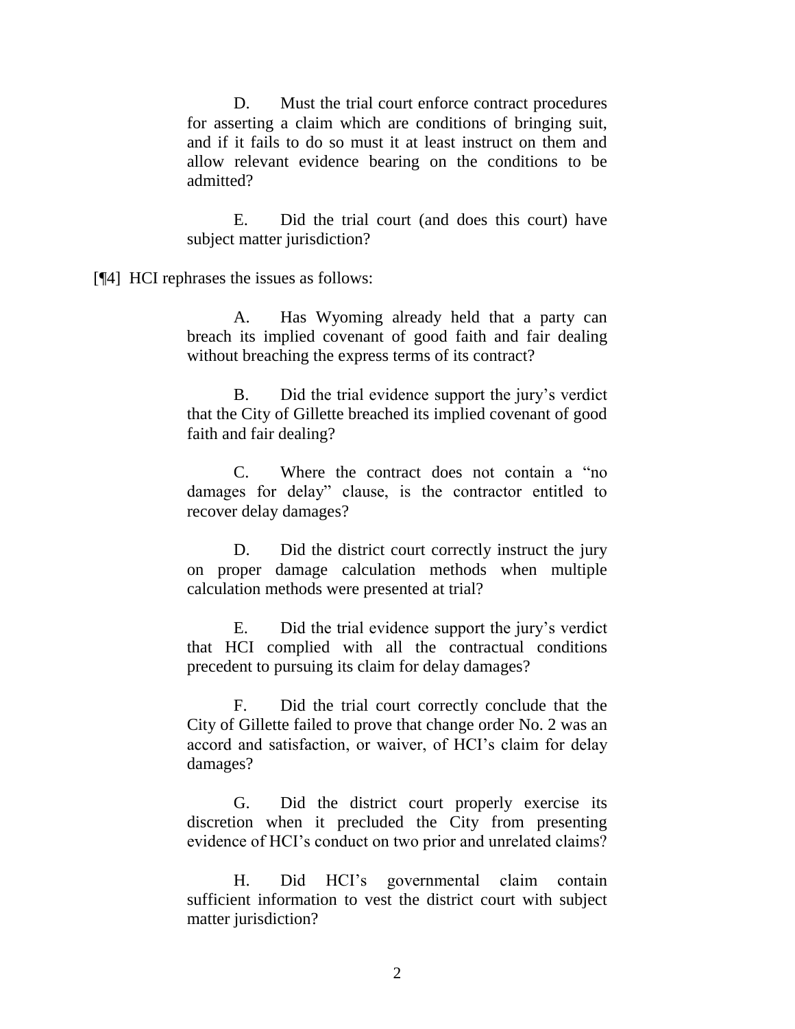> D. Must the trial court enforce contract procedures for asserting a claim which are conditions of bringing suit, and if it fails to do so must it at least instruct on them and allow relevant evidence bearing on the conditions to be admitted?
>
> E. Did the trial court (and does this court) have subject matter jurisdiction?

[¶4] HCI rephrases the issues as follows:

> A. Has Wyoming already held that a party can breach its implied covenant of good faith and fair dealing without breaching the express terms of its contract?
>
> B. Did the trial evidence support the jury's verdict that the City of Gillette breached its implied covenant of good faith and fair dealing?
>
> C. Where the contract does not contain a "no damages for delay" clause, is the contractor entitled to recover delay damages?
>
> D. Did the district court correctly instruct the jury on proper damage calculation methods when multiple calculation methods were presented at trial?
>
> E. Did the trial evidence support the jury's verdict that HCI complied with all the contractual conditions precedent to pursuing its claim for delay damages?
>
> F. Did the trial court correctly conclude that the City of Gillette failed to prove that change order No. 2 was an accord and satisfaction, or waiver, of HCI's claim for delay damages?
>
> G. Did the district court properly exercise its discretion when it precluded the City from presenting evidence of HCI's conduct on two prior and unrelated claims?
>
> H. Did HCI's governmental claim contain sufficient information to vest the district court with subject matter jurisdiction?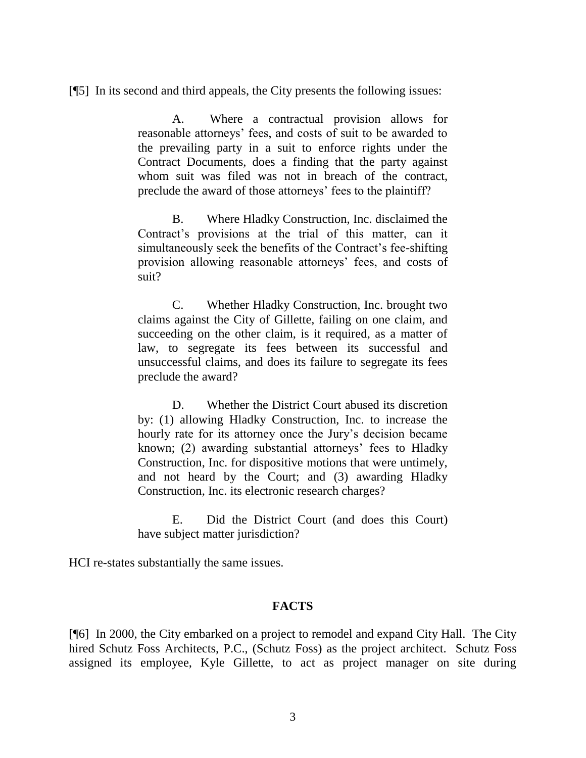[¶5] In its second and third appeals, the City presents the following issues:

> A. Where a contractual provision allows for reasonable attorneys' fees, and costs of suit to be awarded to the prevailing party in a suit to enforce rights under the Contract Documents, does a finding that the party against whom suit was filed was not in breach of the contract, preclude the award of those attorneys' fees to the plaintiff?
>
> B. Where Hladky Construction, Inc. disclaimed the Contract's provisions at the trial of this matter, can it simultaneously seek the benefits of the Contract's fee-shifting provision allowing reasonable attorneys' fees, and costs of suit?
>
> C. Whether Hladky Construction, Inc. brought two claims against the City of Gillette, failing on one claim, and succeeding on the other claim, is it required, as a matter of law, to segregate its fees between its successful and unsuccessful claims, and does its failure to segregate its fees preclude the award?
>
> D. Whether the District Court abused its discretion by: (1) allowing Hladky Construction, Inc. to increase the hourly rate for its attorney once the Jury's decision became known; (2) awarding substantial attorneys' fees to Hladky Construction, Inc. for dispositive motions that were untimely, and not heard by the Court; and (3) awarding Hladky Construction, Inc. its electronic research charges?
>
> E. Did the District Court (and does this Court) have subject matter jurisdiction?

HCI re-states substantially the same issues.

## FACTS

[¶6] In 2000, the City embarked on a project to remodel and expand City Hall. The City hired Schutz Foss Architects, P.C., (Schutz Foss) as the project architect. Schutz Foss assigned its employee, Kyle Gillette, to act as project manager on site during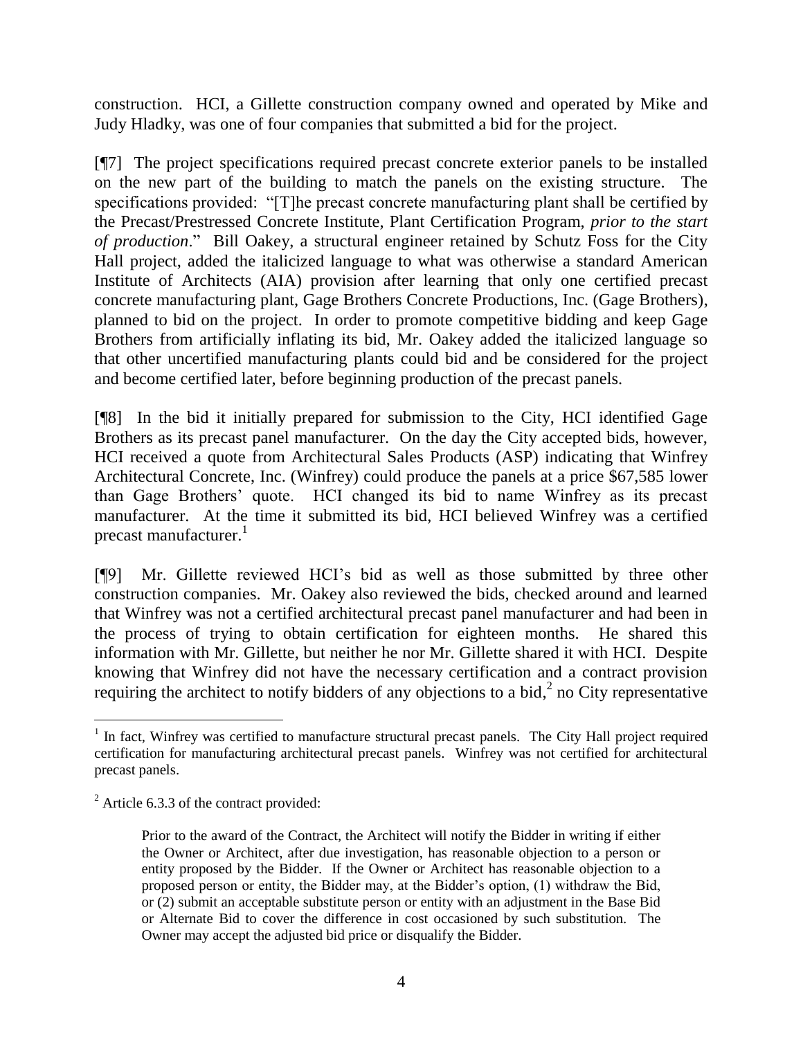construction. HCI, a Gillette construction company owned and operated by Mike and Judy Hladky, was one of four companies that submitted a bid for the project.

[¶7] The project specifications required precast concrete exterior panels to be installed on the new part of the building to match the panels on the existing structure. The specifications provided: "[T]he precast concrete manufacturing plant shall be certified by the Precast/Prestressed Concrete Institute, Plant Certification Program, *prior to the start of production*." Bill Oakey, a structural engineer retained by Schutz Foss for the City Hall project, added the italicized language to what was otherwise a standard American Institute of Architects (AIA) provision after learning that only one certified precast concrete manufacturing plant, Gage Brothers Concrete Productions, Inc. (Gage Brothers), planned to bid on the project. In order to promote competitive bidding and keep Gage Brothers from artificially inflating its bid, Mr. Oakey added the italicized language so that other uncertified manufacturing plants could bid and be considered for the project and become certified later, before beginning production of the precast panels.

[¶8] In the bid it initially prepared for submission to the City, HCI identified Gage Brothers as its precast panel manufacturer. On the day the City accepted bids, however, HCI received a quote from Architectural Sales Products (ASP) indicating that Winfrey Architectural Concrete, Inc. (Winfrey) could produce the panels at a price $67,585 lower than Gage Brothers' quote. HCI changed its bid to name Winfrey as its precast manufacturer. At the time it submitted its bid, HCI believed Winfrey was a certified precast manufacturer.[1]

[¶9] Mr. Gillette reviewed HCI's bid as well as those submitted by three other construction companies. Mr. Oakey also reviewed the bids, checked around and learned that Winfrey was not a certified architectural precast panel manufacturer and had been in the process of trying to obtain certification for eighteen months. He shared this information with Mr. Gillette, but neither he nor Mr. Gillette shared it with HCI. Despite knowing that Winfrey did not have the necessary certification and a contract provision requiring the architect to notify bidders of any objections to a bid,[2] no City representative

---

[1] In fact, Winfrey was certified to manufacture structural precast panels. The City Hall project required certification for manufacturing architectural precast panels. Winfrey was not certified for architectural precast panels.

[2] Article 6.3.3 of the contract provided:

> Prior to the award of the Contract, the Architect will notify the Bidder in writing if either the Owner or Architect, after due investigation, has reasonable objection to a person or entity proposed by the Bidder. If the Owner or Architect has reasonable objection to a proposed person or entity, the Bidder may, at the Bidder's option, (1) withdraw the Bid, or (2) submit an acceptable substitute person or entity with an adjustment in the Base Bid or Alternate Bid to cover the difference in cost occasioned by such substitution. The Owner may accept the adjusted bid price or disqualify the Bidder.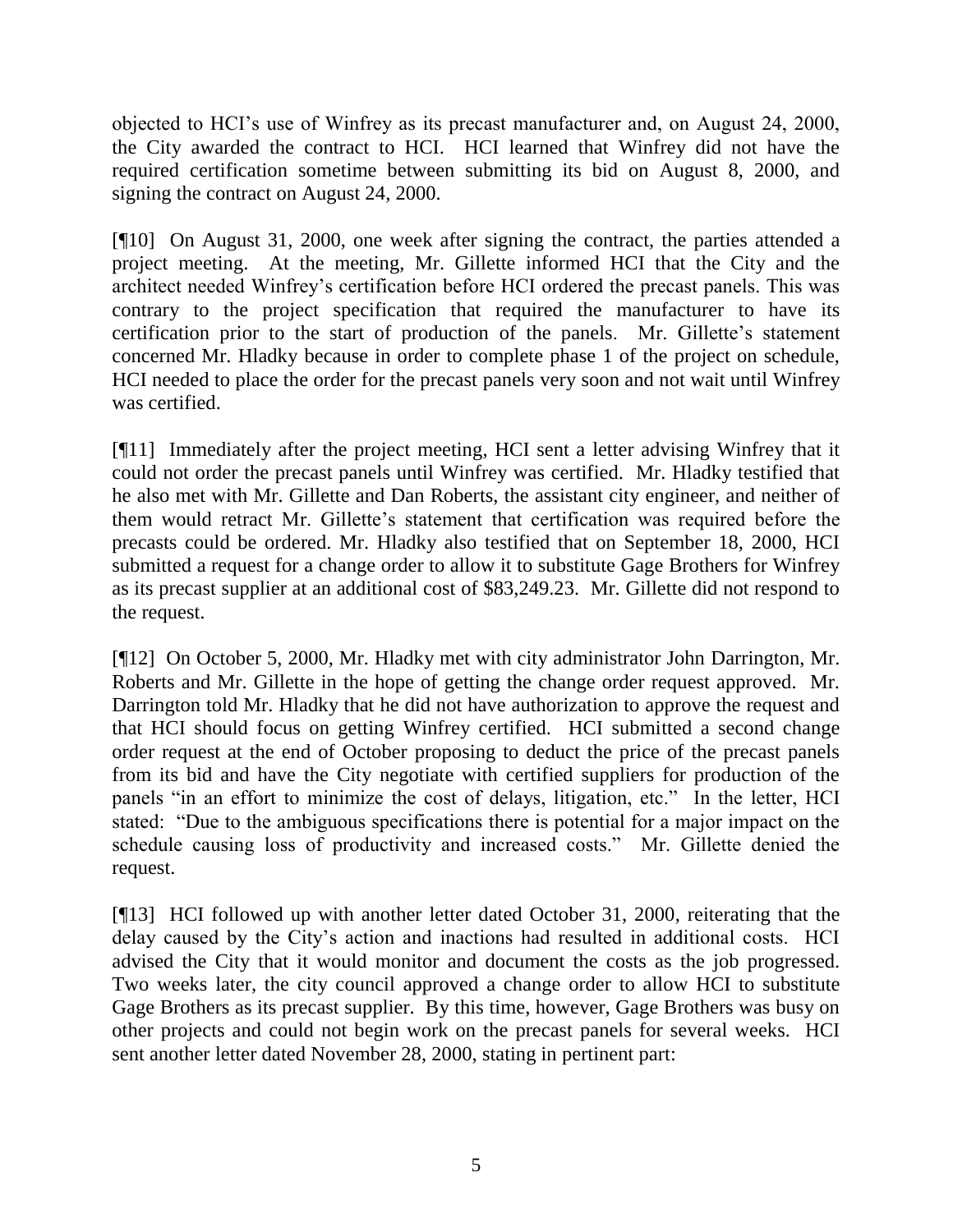objected to HCI's use of Winfrey as its precast manufacturer and, on August 24, 2000, the City awarded the contract to HCI. HCI learned that Winfrey did not have the required certification sometime between submitting its bid on August 8, 2000, and signing the contract on August 24, 2000.

[¶10] On August 31, 2000, one week after signing the contract, the parties attended a project meeting. At the meeting, Mr. Gillette informed HCI that the City and the architect needed Winfrey's certification before HCI ordered the precast panels. This was contrary to the project specification that required the manufacturer to have its certification prior to the start of production of the panels. Mr. Gillette's statement concerned Mr. Hladky because in order to complete phase 1 of the project on schedule, HCI needed to place the order for the precast panels very soon and not wait until Winfrey was certified.

[¶11] Immediately after the project meeting, HCI sent a letter advising Winfrey that it could not order the precast panels until Winfrey was certified. Mr. Hladky testified that he also met with Mr. Gillette and Dan Roberts, the assistant city engineer, and neither of them would retract Mr. Gillette's statement that certification was required before the precasts could be ordered. Mr. Hladky also testified that on September 18, 2000, HCI submitted a request for a change order to allow it to substitute Gage Brothers for Winfrey as its precast supplier at an additional cost of $83,249.23. Mr. Gillette did not respond to the request.

[¶12] On October 5, 2000, Mr. Hladky met with city administrator John Darrington, Mr. Roberts and Mr. Gillette in the hope of getting the change order request approved. Mr. Darrington told Mr. Hladky that he did not have authorization to approve the request and that HCI should focus on getting Winfrey certified. HCI submitted a second change order request at the end of October proposing to deduct the price of the precast panels from its bid and have the City negotiate with certified suppliers for production of the panels "in an effort to minimize the cost of delays, litigation, etc." In the letter, HCI stated: "Due to the ambiguous specifications there is potential for a major impact on the schedule causing loss of productivity and increased costs." Mr. Gillette denied the request.

[¶13] HCI followed up with another letter dated October 31, 2000, reiterating that the delay caused by the City's action and inactions had resulted in additional costs. HCI advised the City that it would monitor and document the costs as the job progressed. Two weeks later, the city council approved a change order to allow HCI to substitute Gage Brothers as its precast supplier. By this time, however, Gage Brothers was busy on other projects and could not begin work on the precast panels for several weeks. HCI sent another letter dated November 28, 2000, stating in pertinent part: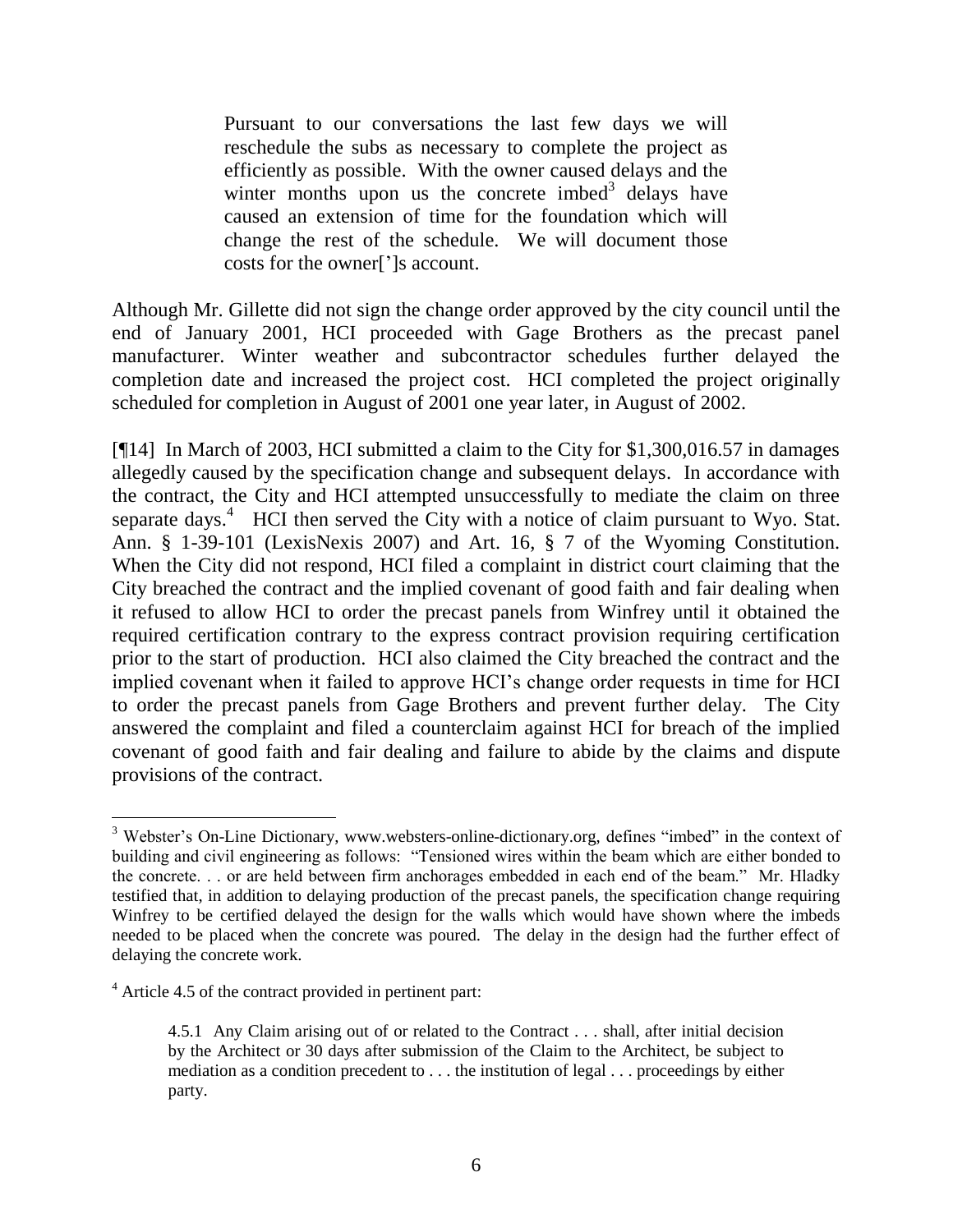> Pursuant to our conversations the last few days we will reschedule the subs as necessary to complete the project as efficiently as possible. With the owner caused delays and the winter months upon us the concrete imbed[3] delays have caused an extension of time for the foundation which will change the rest of the schedule. We will document those costs for the owner[']s account.

Although Mr. Gillette did not sign the change order approved by the city council until the end of January 2001, HCI proceeded with Gage Brothers as the precast panel manufacturer. Winter weather and subcontractor schedules further delayed the completion date and increased the project cost. HCI completed the project originally scheduled for completion in August of 2001 one year later, in August of 2002.

[¶14] In March of 2003, HCI submitted a claim to the City for $1,300,016.57 in damages allegedly caused by the specification change and subsequent delays. In accordance with the contract, the City and HCI attempted unsuccessfully to mediate the claim on three separate days.[4] HCI then served the City with a notice of claim pursuant to Wyo. Stat. Ann. § 1-39-101 (LexisNexis 2007) and Art. 16, § 7 of the Wyoming Constitution. When the City did not respond, HCI filed a complaint in district court claiming that the City breached the contract and the implied covenant of good faith and fair dealing when it refused to allow HCI to order the precast panels from Winfrey until it obtained the required certification contrary to the express contract provision requiring certification prior to the start of production. HCI also claimed the City breached the contract and the implied covenant when it failed to approve HCI's change order requests in time for HCI to order the precast panels from Gage Brothers and prevent further delay. The City answered the complaint and filed a counterclaim against HCI for breach of the implied covenant of good faith and fair dealing and failure to abide by the claims and dispute provisions of the contract.

---

[3] Webster's On-Line Dictionary, www.websters-online-dictionary.org, defines "imbed" in the context of building and civil engineering as follows: "Tensioned wires within the beam which are either bonded to the concrete. . . or are held between firm anchorages embedded in each end of the beam." Mr. Hladky testified that, in addition to delaying production of the precast panels, the specification change requiring Winfrey to be certified delayed the design for the walls which would have shown where the imbeds needed to be placed when the concrete was poured. The delay in the design had the further effect of delaying the concrete work.

[4] Article 4.5 of the contract provided in pertinent part:

> 4.5.1 Any Claim arising out of or related to the Contract . . . shall, after initial decision by the Architect or 30 days after submission of the Claim to the Architect, be subject to mediation as a condition precedent to . . . the institution of legal . . . proceedings by either party.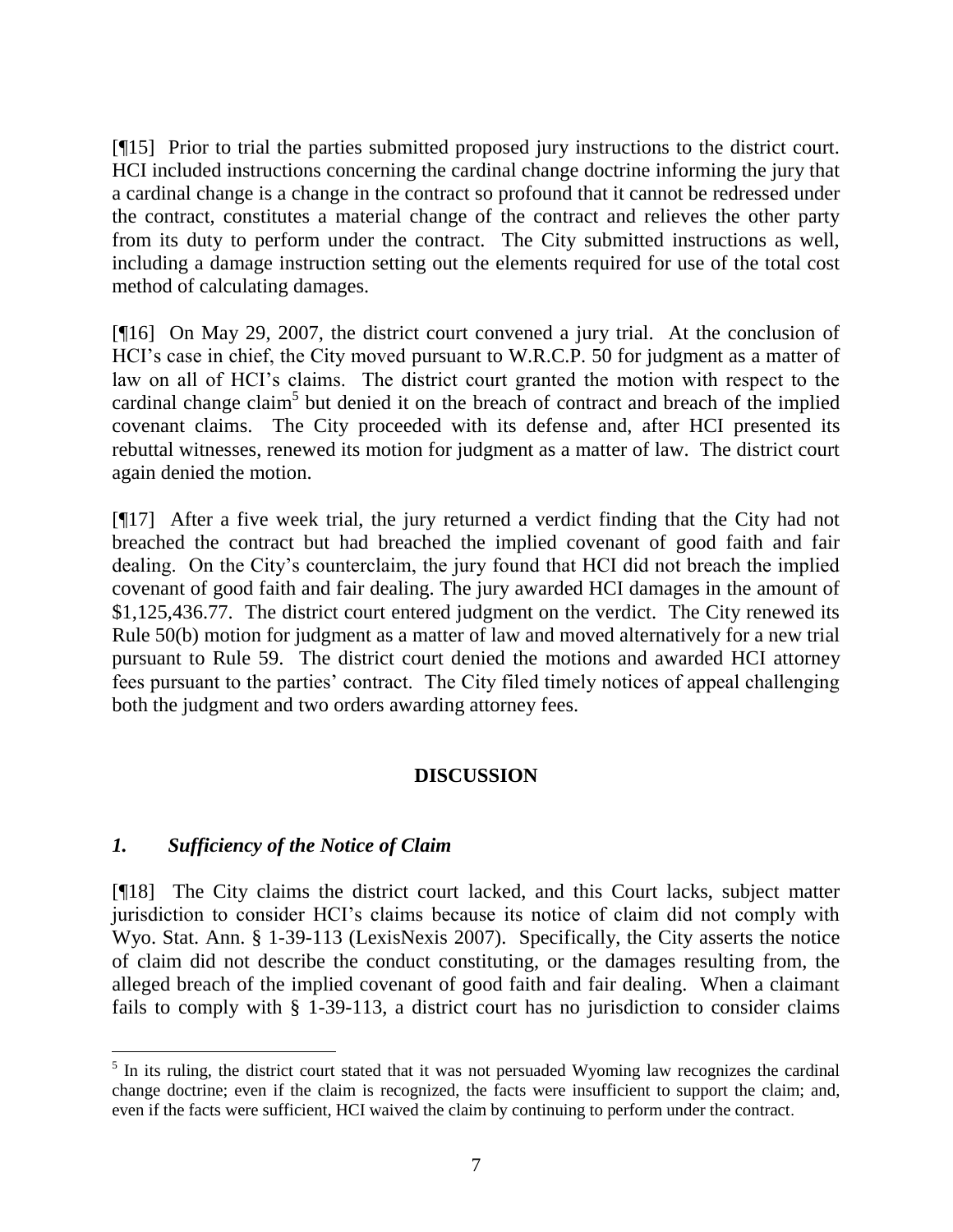[¶15] Prior to trial the parties submitted proposed jury instructions to the district court. HCI included instructions concerning the cardinal change doctrine informing the jury that a cardinal change is a change in the contract so profound that it cannot be redressed under the contract, constitutes a material change of the contract and relieves the other party from its duty to perform under the contract. The City submitted instructions as well, including a damage instruction setting out the elements required for use of the total cost method of calculating damages.

[¶16] On May 29, 2007, the district court convened a jury trial. At the conclusion of HCI's case in chief, the City moved pursuant to W.R.C.P. 50 for judgment as a matter of law on all of HCI's claims. The district court granted the motion with respect to the cardinal change claim[5] but denied it on the breach of contract and breach of the implied covenant claims. The City proceeded with its defense and, after HCI presented its rebuttal witnesses, renewed its motion for judgment as a matter of law. The district court again denied the motion.

[¶17] After a five week trial, the jury returned a verdict finding that the City had not breached the contract but had breached the implied covenant of good faith and fair dealing. On the City's counterclaim, the jury found that HCI did not breach the implied covenant of good faith and fair dealing. The jury awarded HCI damages in the amount of $1,125,436.77. The district court entered judgment on the verdict. The City renewed its Rule 50(b) motion for judgment as a matter of law and moved alternatively for a new trial pursuant to Rule 59. The district court denied the motions and awarded HCI attorney fees pursuant to the parties' contract. The City filed timely notices of appeal challenging both the judgment and two orders awarding attorney fees.

## DISCUSSION

### *1. Sufficiency of the Notice of Claim*

[¶18] The City claims the district court lacked, and this Court lacks, subject matter jurisdiction to consider HCI's claims because its notice of claim did not comply with Wyo. Stat. Ann. § 1-39-113 (LexisNexis 2007). Specifically, the City asserts the notice of claim did not describe the conduct constituting, or the damages resulting from, the alleged breach of the implied covenant of good faith and fair dealing. When a claimant fails to comply with § 1-39-113, a district court has no jurisdiction to consider claims

[5] In its ruling, the district court stated that it was not persuaded Wyoming law recognizes the cardinal change doctrine; even if the claim is recognized, the facts were insufficient to support the claim; and, even if the facts were sufficient, HCI waived the claim by continuing to perform under the contract.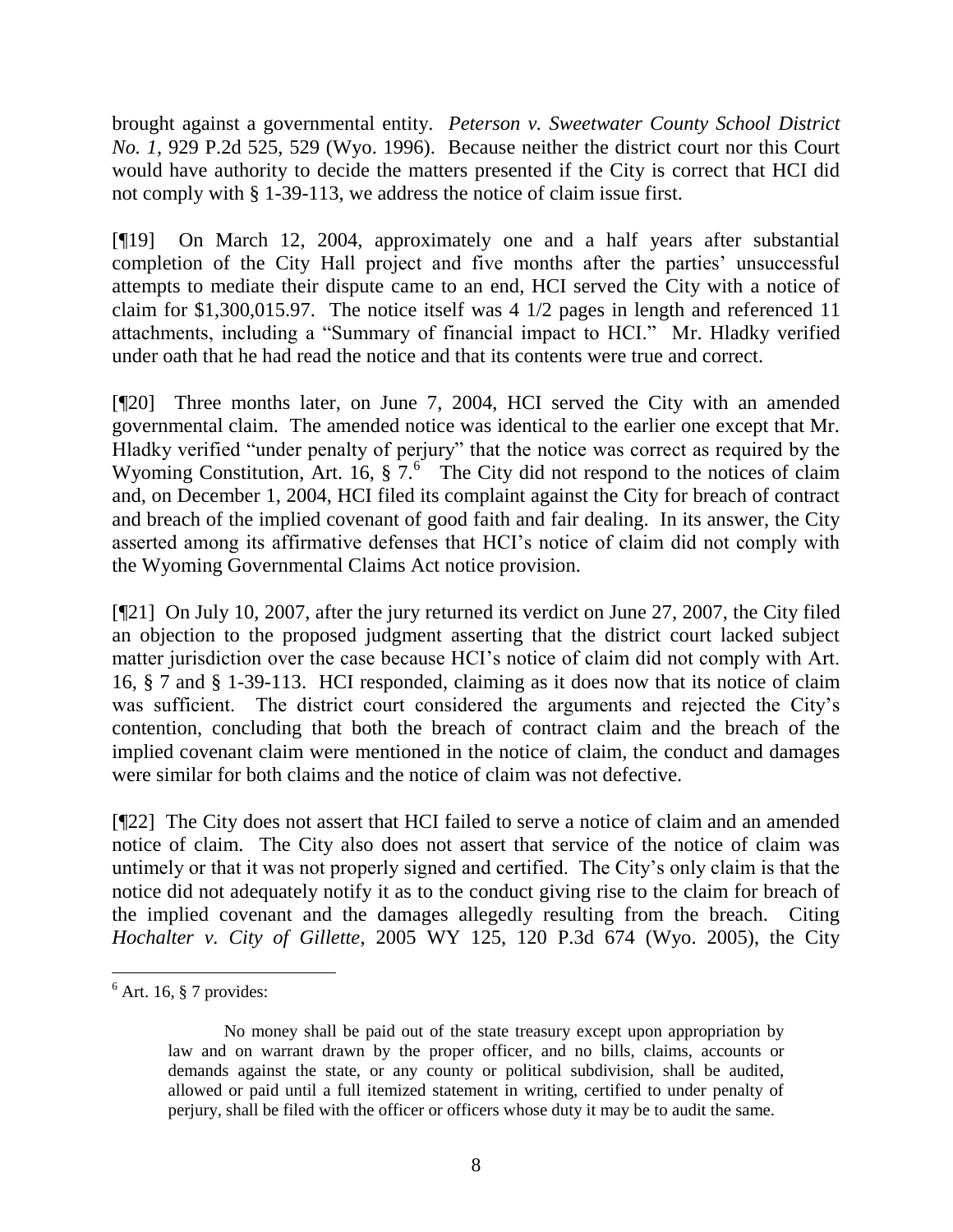brought against a governmental entity. *Peterson v. Sweetwater County School District No. 1*, 929 P.2d 525, 529 (Wyo. 1996). Because neither the district court nor this Court would have authority to decide the matters presented if the City is correct that HCI did not comply with § 1-39-113, we address the notice of claim issue first.

[¶19] On March 12, 2004, approximately one and a half years after substantial completion of the City Hall project and five months after the parties' unsuccessful attempts to mediate their dispute came to an end, HCI served the City with a notice of claim for $1,300,015.97. The notice itself was 4 1/2 pages in length and referenced 11 attachments, including a "Summary of financial impact to HCI." Mr. Hladky verified under oath that he had read the notice and that its contents were true and correct.

[¶20] Three months later, on June 7, 2004, HCI served the City with an amended governmental claim. The amended notice was identical to the earlier one except that Mr. Hladky verified "under penalty of perjury" that the notice was correct as required by the Wyoming Constitution, Art. 16, § 7.[6] The City did not respond to the notices of claim and, on December 1, 2004, HCI filed its complaint against the City for breach of contract and breach of the implied covenant of good faith and fair dealing. In its answer, the City asserted among its affirmative defenses that HCI's notice of claim did not comply with the Wyoming Governmental Claims Act notice provision.

[¶21] On July 10, 2007, after the jury returned its verdict on June 27, 2007, the City filed an objection to the proposed judgment asserting that the district court lacked subject matter jurisdiction over the case because HCI's notice of claim did not comply with Art. 16, § 7 and § 1-39-113. HCI responded, claiming as it does now that its notice of claim was sufficient. The district court considered the arguments and rejected the City's contention, concluding that both the breach of contract claim and the breach of the implied covenant claim were mentioned in the notice of claim, the conduct and damages were similar for both claims and the notice of claim was not defective.

[¶22] The City does not assert that HCI failed to serve a notice of claim and an amended notice of claim. The City also does not assert that service of the notice of claim was untimely or that it was not properly signed and certified. The City's only claim is that the notice did not adequately notify it as to the conduct giving rise to the claim for breach of the implied covenant and the damages allegedly resulting from the breach. Citing *Hochalter v. City of Gillette*, 2005 WY 125, 120 P.3d 674 (Wyo. 2005), the City

---

[6] Art. 16, § 7 provides:

> No money shall be paid out of the state treasury except upon appropriation by law and on warrant drawn by the proper officer, and no bills, claims, accounts or demands against the state, or any county or political subdivision, shall be audited, allowed or paid until a full itemized statement in writing, certified to under penalty of perjury, shall be filed with the officer or officers whose duty it may be to audit the same.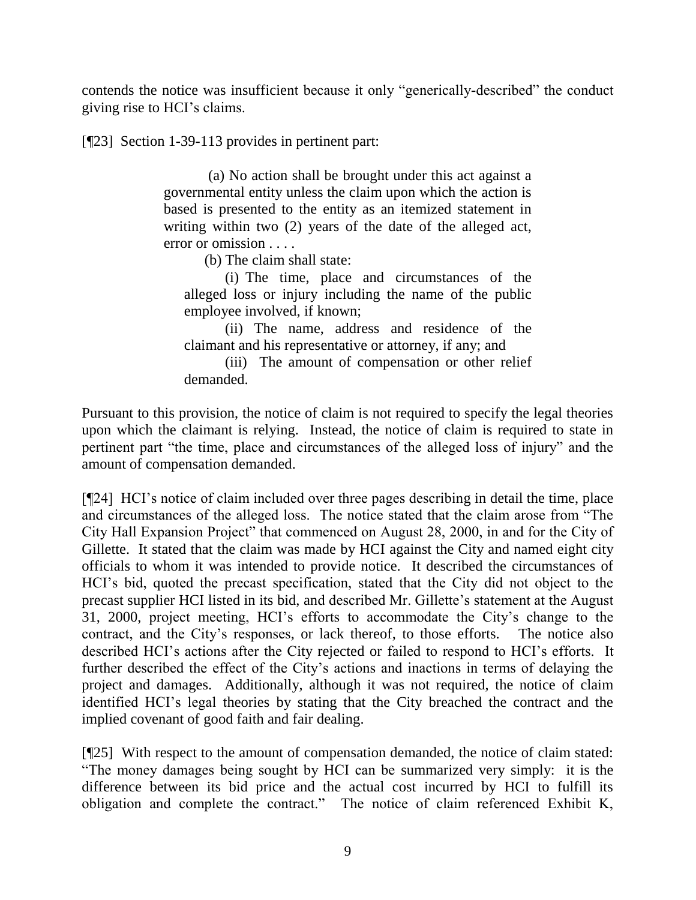contends the notice was insufficient because it only "generically-described" the conduct giving rise to HCI's claims.

[¶23] Section 1-39-113 provides in pertinent part:

> (a) No action shall be brought under this act against a governmental entity unless the claim upon which the action is based is presented to the entity as an itemized statement in writing within two (2) years of the date of the alleged act, error or omission . . . .
>
> (b) The claim shall state:
>
> (i) The time, place and circumstances of the alleged loss or injury including the name of the public employee involved, if known;
>
> (ii) The name, address and residence of the claimant and his representative or attorney, if any; and
>
> (iii) The amount of compensation or other relief demanded.

Pursuant to this provision, the notice of claim is not required to specify the legal theories upon which the claimant is relying. Instead, the notice of claim is required to state in pertinent part "the time, place and circumstances of the alleged loss of injury" and the amount of compensation demanded.

[¶24] HCI's notice of claim included over three pages describing in detail the time, place and circumstances of the alleged loss. The notice stated that the claim arose from "The City Hall Expansion Project" that commenced on August 28, 2000, in and for the City of Gillette. It stated that the claim was made by HCI against the City and named eight city officials to whom it was intended to provide notice. It described the circumstances of HCI's bid, quoted the precast specification, stated that the City did not object to the precast supplier HCI listed in its bid, and described Mr. Gillette's statement at the August 31, 2000, project meeting, HCI's efforts to accommodate the City's change to the contract, and the City's responses, or lack thereof, to those efforts. The notice also described HCI's actions after the City rejected or failed to respond to HCI's efforts. It further described the effect of the City's actions and inactions in terms of delaying the project and damages. Additionally, although it was not required, the notice of claim identified HCI's legal theories by stating that the City breached the contract and the implied covenant of good faith and fair dealing.

[¶25] With respect to the amount of compensation demanded, the notice of claim stated: "The money damages being sought by HCI can be summarized very simply: it is the difference between its bid price and the actual cost incurred by HCI to fulfill its obligation and complete the contract." The notice of claim referenced Exhibit K,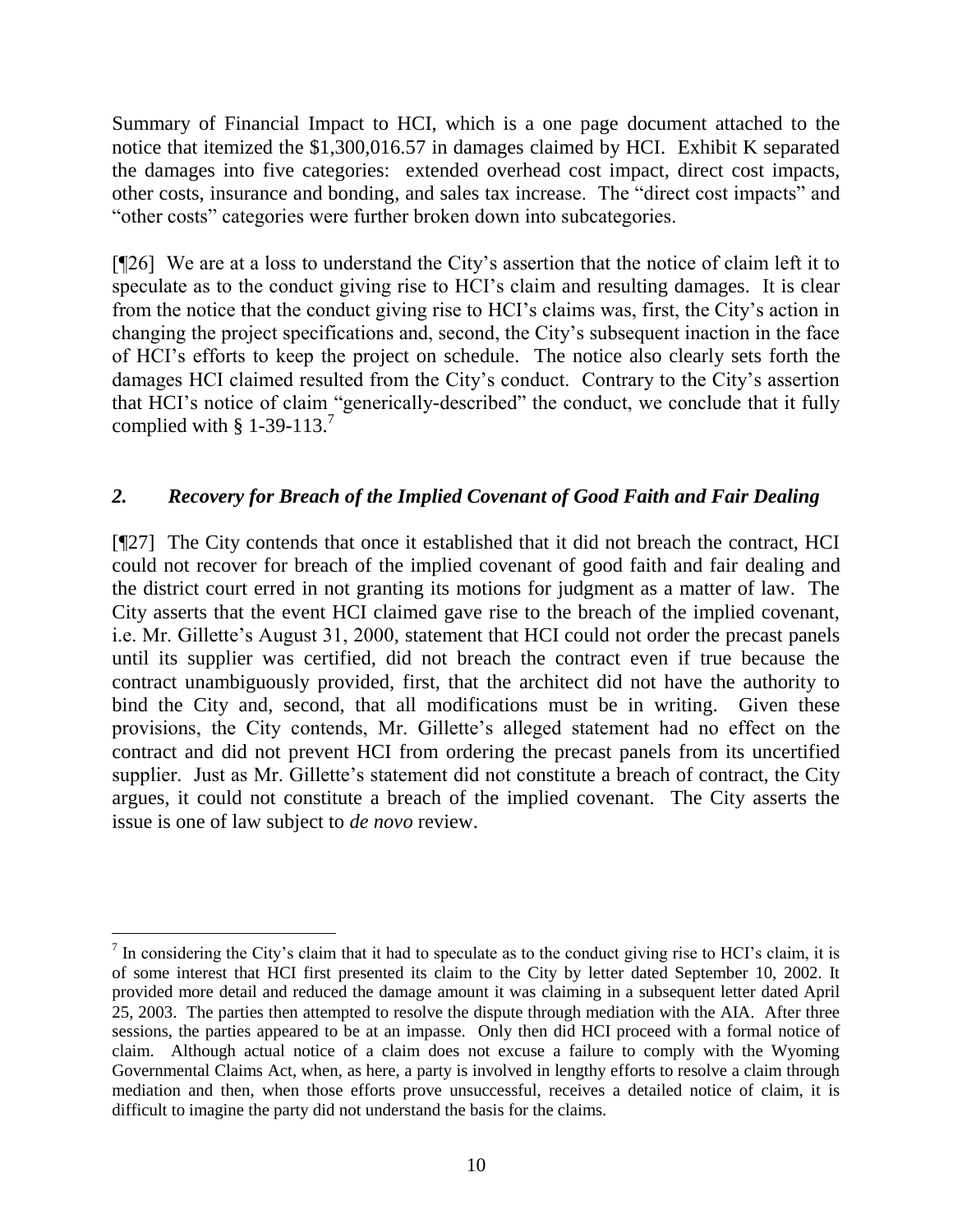Summary of Financial Impact to HCI, which is a one page document attached to the notice that itemized the $1,300,016.57 in damages claimed by HCI. Exhibit K separated the damages into five categories: extended overhead cost impact, direct cost impacts, other costs, insurance and bonding, and sales tax increase. The "direct cost impacts" and "other costs" categories were further broken down into subcategories.

[¶26] We are at a loss to understand the City's assertion that the notice of claim left it to speculate as to the conduct giving rise to HCI's claim and resulting damages. It is clear from the notice that the conduct giving rise to HCI's claims was, first, the City's action in changing the project specifications and, second, the City's subsequent inaction in the face of HCI's efforts to keep the project on schedule. The notice also clearly sets forth the damages HCI claimed resulted from the City's conduct. Contrary to the City's assertion that HCI's notice of claim "generically-described" the conduct, we conclude that it fully complied with § 1-39-113.[7]

## *2. Recovery for Breach of the Implied Covenant of Good Faith and Fair Dealing*

[¶27] The City contends that once it established that it did not breach the contract, HCI could not recover for breach of the implied covenant of good faith and fair dealing and the district court erred in not granting its motions for judgment as a matter of law. The City asserts that the event HCI claimed gave rise to the breach of the implied covenant, i.e. Mr. Gillette's August 31, 2000, statement that HCI could not order the precast panels until its supplier was certified, did not breach the contract even if true because the contract unambiguously provided, first, that the architect did not have the authority to bind the City and, second, that all modifications must be in writing. Given these provisions, the City contends, Mr. Gillette's alleged statement had no effect on the contract and did not prevent HCI from ordering the precast panels from its uncertified supplier. Just as Mr. Gillette's statement did not constitute a breach of contract, the City argues, it could not constitute a breach of the implied covenant. The City asserts the issue is one of law subject to *de novo* review.

[7] In considering the City's claim that it had to speculate as to the conduct giving rise to HCI's claim, it is of some interest that HCI first presented its claim to the City by letter dated September 10, 2002. It provided more detail and reduced the damage amount it was claiming in a subsequent letter dated April 25, 2003. The parties then attempted to resolve the dispute through mediation with the AIA. After three sessions, the parties appeared to be at an impasse. Only then did HCI proceed with a formal notice of claim. Although actual notice of a claim does not excuse a failure to comply with the Wyoming Governmental Claims Act, when, as here, a party is involved in lengthy efforts to resolve a claim through mediation and then, when those efforts prove unsuccessful, receives a detailed notice of claim, it is difficult to imagine the party did not understand the basis for the claims.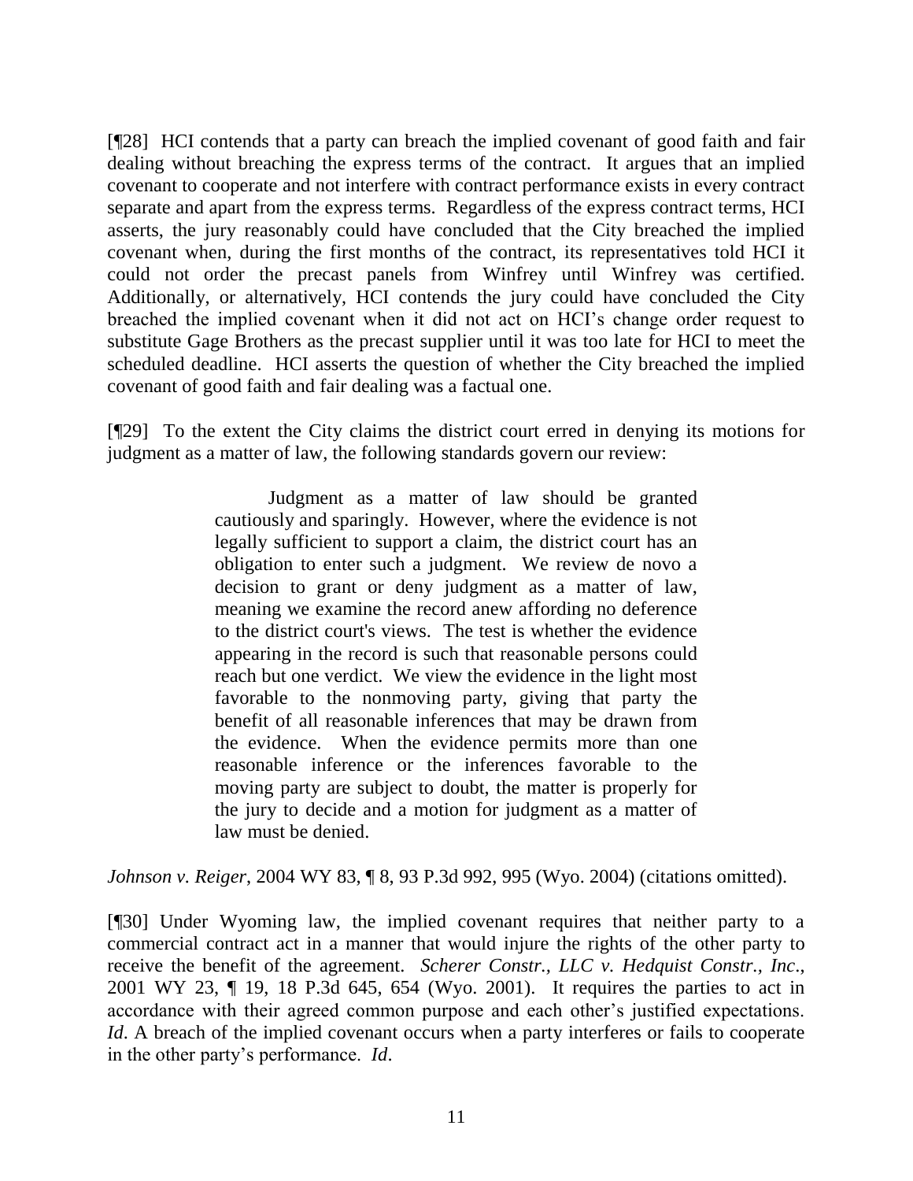[¶28] HCI contends that a party can breach the implied covenant of good faith and fair dealing without breaching the express terms of the contract. It argues that an implied covenant to cooperate and not interfere with contract performance exists in every contract separate and apart from the express terms. Regardless of the express contract terms, HCI asserts, the jury reasonably could have concluded that the City breached the implied covenant when, during the first months of the contract, its representatives told HCI it could not order the precast panels from Winfrey until Winfrey was certified. Additionally, or alternatively, HCI contends the jury could have concluded the City breached the implied covenant when it did not act on HCI's change order request to substitute Gage Brothers as the precast supplier until it was too late for HCI to meet the scheduled deadline. HCI asserts the question of whether the City breached the implied covenant of good faith and fair dealing was a factual one.

[¶29] To the extent the City claims the district court erred in denying its motions for judgment as a matter of law, the following standards govern our review:

> Judgment as a matter of law should be granted cautiously and sparingly. However, where the evidence is not legally sufficient to support a claim, the district court has an obligation to enter such a judgment. We review de novo a decision to grant or deny judgment as a matter of law, meaning we examine the record anew affording no deference to the district court's views. The test is whether the evidence appearing in the record is such that reasonable persons could reach but one verdict. We view the evidence in the light most favorable to the nonmoving party, giving that party the benefit of all reasonable inferences that may be drawn from the evidence. When the evidence permits more than one reasonable inference or the inferences favorable to the moving party are subject to doubt, the matter is properly for the jury to decide and a motion for judgment as a matter of law must be denied.

*Johnson v. Reiger*, 2004 WY 83, ¶ 8, 93 P.3d 992, 995 (Wyo. 2004) (citations omitted).

[¶30] Under Wyoming law, the implied covenant requires that neither party to a commercial contract act in a manner that would injure the rights of the other party to receive the benefit of the agreement. *Scherer Constr., LLC v. Hedquist Constr., Inc.*, 2001 WY 23, ¶ 19, 18 P.3d 645, 654 (Wyo. 2001). It requires the parties to act in accordance with their agreed common purpose and each other's justified expectations. *Id*. A breach of the implied covenant occurs when a party interferes or fails to cooperate in the other party's performance. *Id*.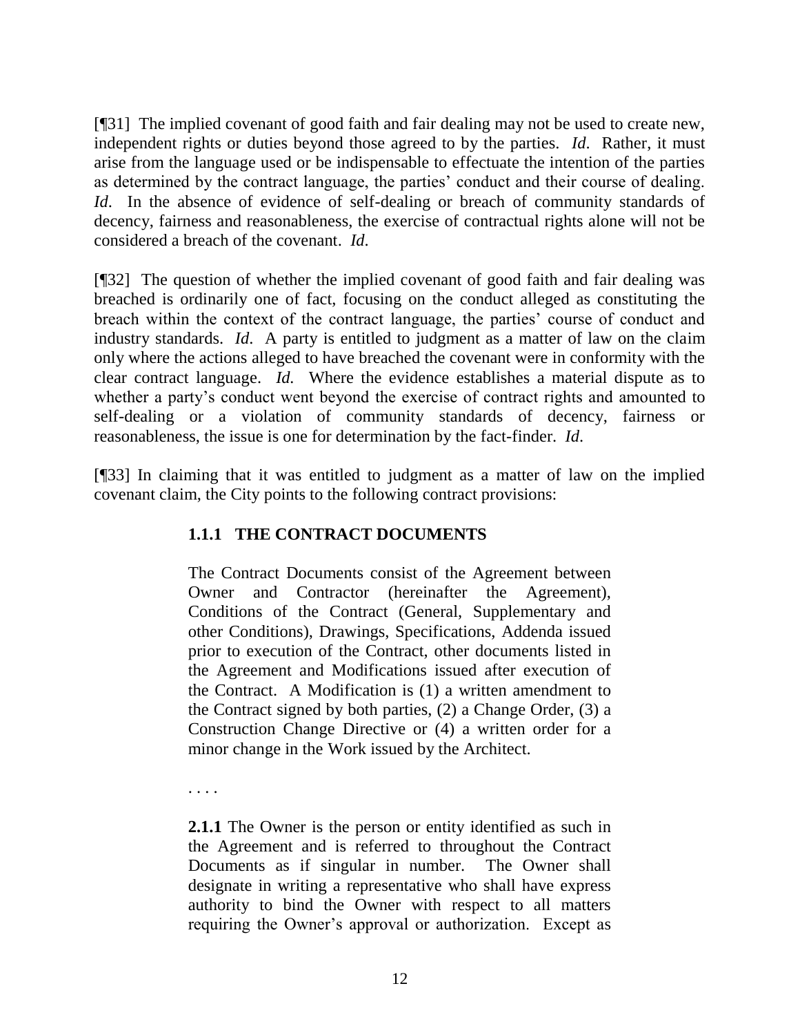[¶31] The implied covenant of good faith and fair dealing may not be used to create new, independent rights or duties beyond those agreed to by the parties. *Id*. Rather, it must arise from the language used or be indispensable to effectuate the intention of the parties as determined by the contract language, the parties' conduct and their course of dealing. *Id*. In the absence of evidence of self-dealing or breach of community standards of decency, fairness and reasonableness, the exercise of contractual rights alone will not be considered a breach of the covenant. *Id*.

[¶32] The question of whether the implied covenant of good faith and fair dealing was breached is ordinarily one of fact, focusing on the conduct alleged as constituting the breach within the context of the contract language, the parties' course of conduct and industry standards. *Id*. A party is entitled to judgment as a matter of law on the claim only where the actions alleged to have breached the covenant were in conformity with the clear contract language. *Id.* Where the evidence establishes a material dispute as to whether a party's conduct went beyond the exercise of contract rights and amounted to self-dealing or a violation of community standards of decency, fairness or reasonableness, the issue is one for determination by the fact-finder. *Id*.

[¶33] In claiming that it was entitled to judgment as a matter of law on the implied covenant claim, the City points to the following contract provisions:

> **1.1.1 THE CONTRACT DOCUMENTS**
>
> The Contract Documents consist of the Agreement between Owner and Contractor (hereinafter the Agreement), Conditions of the Contract (General, Supplementary and other Conditions), Drawings, Specifications, Addenda issued prior to execution of the Contract, other documents listed in the Agreement and Modifications issued after execution of the Contract. A Modification is (1) a written amendment to the Contract signed by both parties, (2) a Change Order, (3) a Construction Change Directive or (4) a written order for a minor change in the Work issued by the Architect.
>
> . . . .
>
> **2.1.1** The Owner is the person or entity identified as such in the Agreement and is referred to throughout the Contract Documents as if singular in number. The Owner shall designate in writing a representative who shall have express authority to bind the Owner with respect to all matters requiring the Owner's approval or authorization. Except as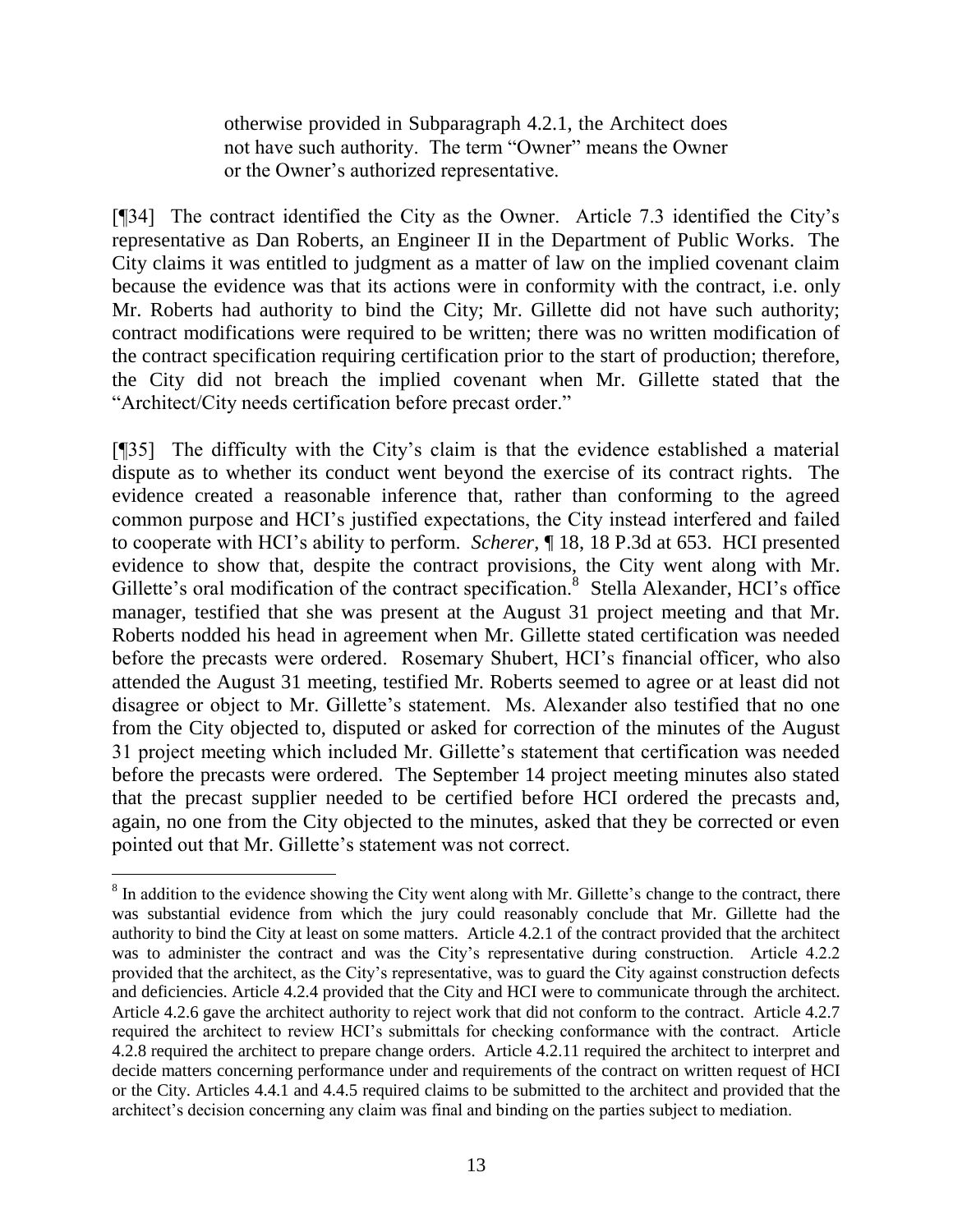> otherwise provided in Subparagraph 4.2.1, the Architect does not have such authority. The term "Owner" means the Owner or the Owner's authorized representative.

[¶34] The contract identified the City as the Owner. Article 7.3 identified the City's representative as Dan Roberts, an Engineer II in the Department of Public Works. The City claims it was entitled to judgment as a matter of law on the implied covenant claim because the evidence was that its actions were in conformity with the contract, i.e. only Mr. Roberts had authority to bind the City; Mr. Gillette did not have such authority; contract modifications were required to be written; there was no written modification of the contract specification requiring certification prior to the start of production; therefore, the City did not breach the implied covenant when Mr. Gillette stated that the "Architect/City needs certification before precast order."

[¶35] The difficulty with the City's claim is that the evidence established a material dispute as to whether its conduct went beyond the exercise of its contract rights. The evidence created a reasonable inference that, rather than conforming to the agreed common purpose and HCI's justified expectations, the City instead interfered and failed to cooperate with HCI's ability to perform. *Scherer*, ¶ 18, 18 P.3d at 653. HCI presented evidence to show that, despite the contract provisions, the City went along with Mr. Gillette's oral modification of the contract specification.[8] Stella Alexander, HCI's office manager, testified that she was present at the August 31 project meeting and that Mr. Roberts nodded his head in agreement when Mr. Gillette stated certification was needed before the precasts were ordered. Rosemary Shubert, HCI's financial officer, who also attended the August 31 meeting, testified Mr. Roberts seemed to agree or at least did not disagree or object to Mr. Gillette's statement. Ms. Alexander also testified that no one from the City objected to, disputed or asked for correction of the minutes of the August 31 project meeting which included Mr. Gillette's statement that certification was needed before the precasts were ordered. The September 14 project meeting minutes also stated that the precast supplier needed to be certified before HCI ordered the precasts and, again, no one from the City objected to the minutes, asked that they be corrected or even pointed out that Mr. Gillette's statement was not correct.

---

[8] In addition to the evidence showing the City went along with Mr. Gillette's change to the contract, there was substantial evidence from which the jury could reasonably conclude that Mr. Gillette had the authority to bind the City at least on some matters. Article 4.2.1 of the contract provided that the architect was to administer the contract and was the City's representative during construction. Article 4.2.2 provided that the architect, as the City's representative, was to guard the City against construction defects and deficiencies. Article 4.2.4 provided that the City and HCI were to communicate through the architect. Article 4.2.6 gave the architect authority to reject work that did not conform to the contract. Article 4.2.7 required the architect to review HCI's submittals for checking conformance with the contract. Article 4.2.8 required the architect to prepare change orders. Article 4.2.11 required the architect to interpret and decide matters concerning performance under and requirements of the contract on written request of HCI or the City. Articles 4.4.1 and 4.4.5 required claims to be submitted to the architect and provided that the architect's decision concerning any claim was final and binding on the parties subject to mediation.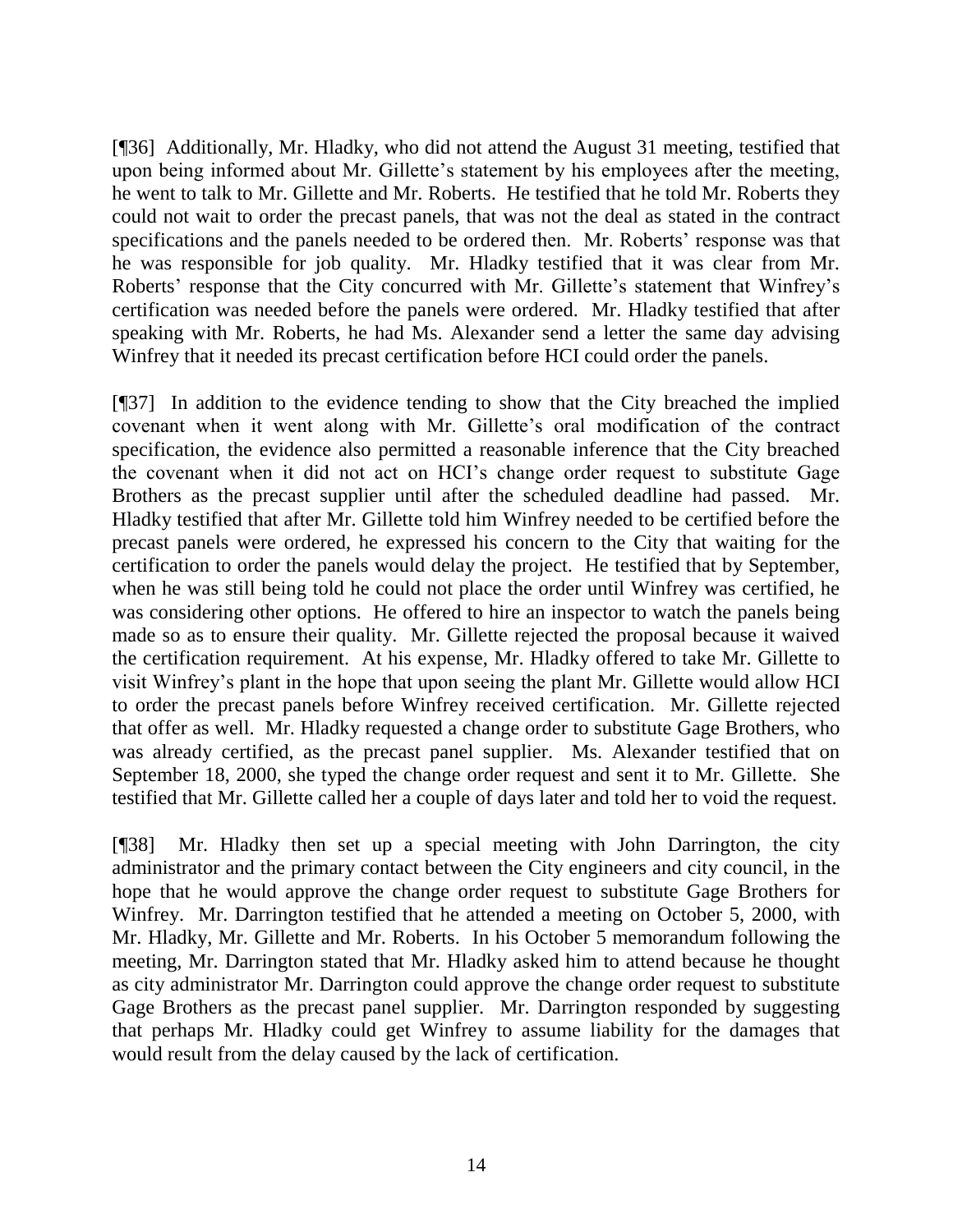[¶36] Additionally, Mr. Hladky, who did not attend the August 31 meeting, testified that upon being informed about Mr. Gillette's statement by his employees after the meeting, he went to talk to Mr. Gillette and Mr. Roberts. He testified that he told Mr. Roberts they could not wait to order the precast panels, that was not the deal as stated in the contract specifications and the panels needed to be ordered then. Mr. Roberts' response was that he was responsible for job quality. Mr. Hladky testified that it was clear from Mr. Roberts' response that the City concurred with Mr. Gillette's statement that Winfrey's certification was needed before the panels were ordered. Mr. Hladky testified that after speaking with Mr. Roberts, he had Ms. Alexander send a letter the same day advising Winfrey that it needed its precast certification before HCI could order the panels.

[¶37] In addition to the evidence tending to show that the City breached the implied covenant when it went along with Mr. Gillette's oral modification of the contract specification, the evidence also permitted a reasonable inference that the City breached the covenant when it did not act on HCI's change order request to substitute Gage Brothers as the precast supplier until after the scheduled deadline had passed. Mr. Hladky testified that after Mr. Gillette told him Winfrey needed to be certified before the precast panels were ordered, he expressed his concern to the City that waiting for the certification to order the panels would delay the project. He testified that by September, when he was still being told he could not place the order until Winfrey was certified, he was considering other options. He offered to hire an inspector to watch the panels being made so as to ensure their quality. Mr. Gillette rejected the proposal because it waived the certification requirement. At his expense, Mr. Hladky offered to take Mr. Gillette to visit Winfrey's plant in the hope that upon seeing the plant Mr. Gillette would allow HCI to order the precast panels before Winfrey received certification. Mr. Gillette rejected that offer as well. Mr. Hladky requested a change order to substitute Gage Brothers, who was already certified, as the precast panel supplier. Ms. Alexander testified that on September 18, 2000, she typed the change order request and sent it to Mr. Gillette. She testified that Mr. Gillette called her a couple of days later and told her to void the request.

[¶38] Mr. Hladky then set up a special meeting with John Darrington, the city administrator and the primary contact between the City engineers and city council, in the hope that he would approve the change order request to substitute Gage Brothers for Winfrey. Mr. Darrington testified that he attended a meeting on October 5, 2000, with Mr. Hladky, Mr. Gillette and Mr. Roberts. In his October 5 memorandum following the meeting, Mr. Darrington stated that Mr. Hladky asked him to attend because he thought as city administrator Mr. Darrington could approve the change order request to substitute Gage Brothers as the precast panel supplier. Mr. Darrington responded by suggesting that perhaps Mr. Hladky could get Winfrey to assume liability for the damages that would result from the delay caused by the lack of certification.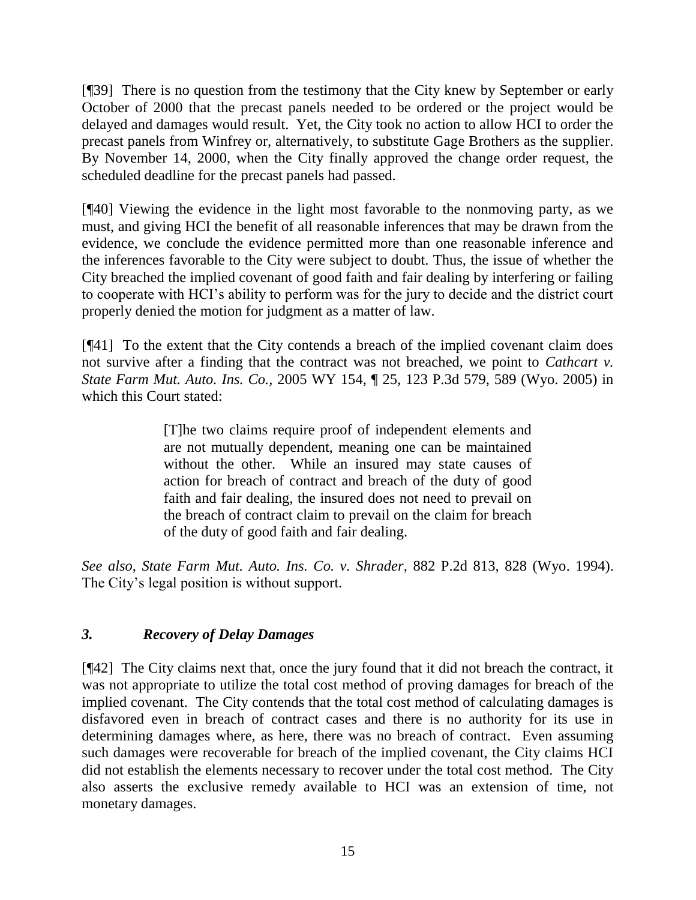[¶39] There is no question from the testimony that the City knew by September or early October of 2000 that the precast panels needed to be ordered or the project would be delayed and damages would result. Yet, the City took no action to allow HCI to order the precast panels from Winfrey or, alternatively, to substitute Gage Brothers as the supplier. By November 14, 2000, when the City finally approved the change order request, the scheduled deadline for the precast panels had passed.

[¶40] Viewing the evidence in the light most favorable to the nonmoving party, as we must, and giving HCI the benefit of all reasonable inferences that may be drawn from the evidence, we conclude the evidence permitted more than one reasonable inference and the inferences favorable to the City were subject to doubt. Thus, the issue of whether the City breached the implied covenant of good faith and fair dealing by interfering or failing to cooperate with HCI's ability to perform was for the jury to decide and the district court properly denied the motion for judgment as a matter of law.

[¶41] To the extent that the City contends a breach of the implied covenant claim does not survive after a finding that the contract was not breached, we point to *Cathcart v. State Farm Mut. Auto. Ins. Co.,* 2005 WY 154, ¶ 25, 123 P.3d 579, 589 (Wyo. 2005) in which this Court stated:

> [T]he two claims require proof of independent elements and are not mutually dependent, meaning one can be maintained without the other. While an insured may state causes of action for breach of contract and breach of the duty of good faith and fair dealing, the insured does not need to prevail on the breach of contract claim to prevail on the claim for breach of the duty of good faith and fair dealing.

*See also*, *State Farm Mut. Auto. Ins. Co. v. Shrader*, 882 P.2d 813, 828 (Wyo. 1994). The City's legal position is without support.

### *3. Recovery of Delay Damages*

[¶42] The City claims next that, once the jury found that it did not breach the contract, it was not appropriate to utilize the total cost method of proving damages for breach of the implied covenant. The City contends that the total cost method of calculating damages is disfavored even in breach of contract cases and there is no authority for its use in determining damages where, as here, there was no breach of contract. Even assuming such damages were recoverable for breach of the implied covenant, the City claims HCI did not establish the elements necessary to recover under the total cost method. The City also asserts the exclusive remedy available to HCI was an extension of time, not monetary damages.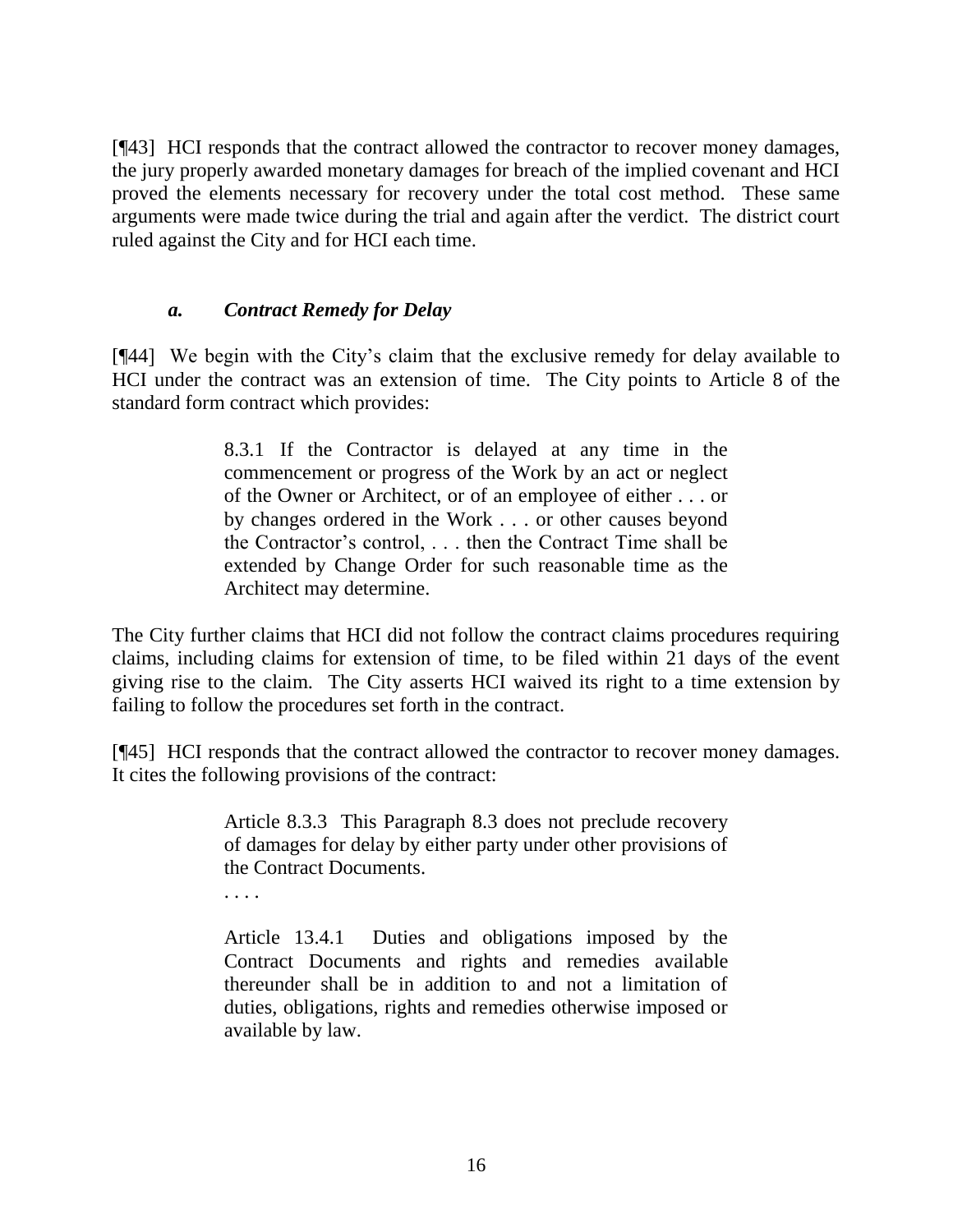[¶43] HCI responds that the contract allowed the contractor to recover money damages, the jury properly awarded monetary damages for breach of the implied covenant and HCI proved the elements necessary for recovery under the total cost method. These same arguments were made twice during the trial and again after the verdict. The district court ruled against the City and for HCI each time.

### ***a. Contract Remedy for Delay***

[¶44] We begin with the City's claim that the exclusive remedy for delay available to HCI under the contract was an extension of time. The City points to Article 8 of the standard form contract which provides:

> 8.3.1 If the Contractor is delayed at any time in the commencement or progress of the Work by an act or neglect of the Owner or Architect, or of an employee of either . . . or by changes ordered in the Work . . . or other causes beyond the Contractor's control, . . . then the Contract Time shall be extended by Change Order for such reasonable time as the Architect may determine.

The City further claims that HCI did not follow the contract claims procedures requiring claims, including claims for extension of time, to be filed within 21 days of the event giving rise to the claim. The City asserts HCI waived its right to a time extension by failing to follow the procedures set forth in the contract.

[¶45] HCI responds that the contract allowed the contractor to recover money damages. It cites the following provisions of the contract:

> Article 8.3.3 This Paragraph 8.3 does not preclude recovery of damages for delay by either party under other provisions of the Contract Documents.
>
> . . . .
>
> Article 13.4.1 Duties and obligations imposed by the Contract Documents and rights and remedies available thereunder shall be in addition to and not a limitation of duties, obligations, rights and remedies otherwise imposed or available by law.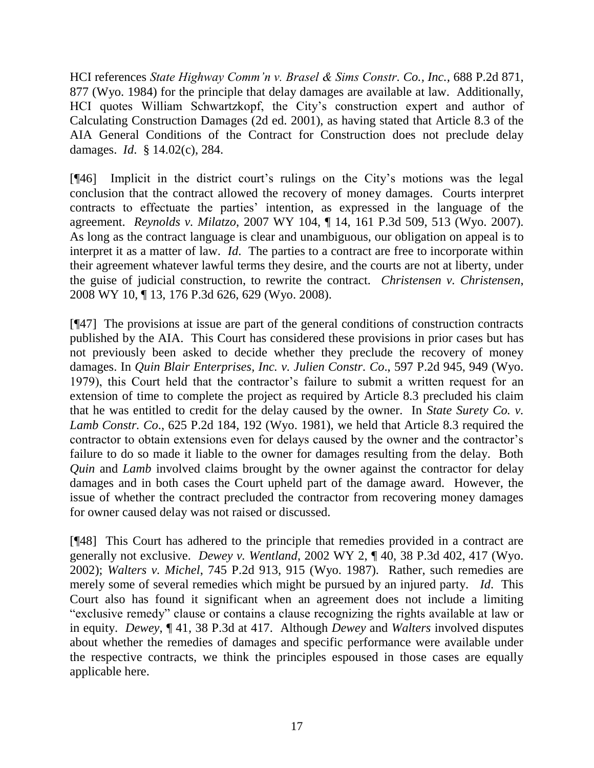HCI references *State Highway Comm'n v. Brasel & Sims Constr. Co., Inc.*, 688 P.2d 871, 877 (Wyo. 1984) for the principle that delay damages are available at law. Additionally, HCI quotes William Schwartzkopf, the City's construction expert and author of Calculating Construction Damages (2d ed. 2001), as having stated that Article 8.3 of the AIA General Conditions of the Contract for Construction does not preclude delay damages. *Id*. § 14.02(c), 284.

[¶46] Implicit in the district court's rulings on the City's motions was the legal conclusion that the contract allowed the recovery of money damages. Courts interpret contracts to effectuate the parties' intention, as expressed in the language of the agreement. *Reynolds v. Milatzo*, 2007 WY 104, ¶ 14, 161 P.3d 509, 513 (Wyo. 2007). As long as the contract language is clear and unambiguous, our obligation on appeal is to interpret it as a matter of law. *Id*. The parties to a contract are free to incorporate within their agreement whatever lawful terms they desire, and the courts are not at liberty, under the guise of judicial construction, to rewrite the contract. *Christensen v. Christensen*, 2008 WY 10, ¶ 13, 176 P.3d 626, 629 (Wyo. 2008).

[¶47] The provisions at issue are part of the general conditions of construction contracts published by the AIA. This Court has considered these provisions in prior cases but has not previously been asked to decide whether they preclude the recovery of money damages. In *Quin Blair Enterprises, Inc. v. Julien Constr. Co*., 597 P.2d 945, 949 (Wyo. 1979), this Court held that the contractor's failure to submit a written request for an extension of time to complete the project as required by Article 8.3 precluded his claim that he was entitled to credit for the delay caused by the owner. In *State Surety Co. v. Lamb Constr. Co*., 625 P.2d 184, 192 (Wyo. 1981), we held that Article 8.3 required the contractor to obtain extensions even for delays caused by the owner and the contractor's failure to do so made it liable to the owner for damages resulting from the delay. Both *Quin* and *Lamb* involved claims brought by the owner against the contractor for delay damages and in both cases the Court upheld part of the damage award. However, the issue of whether the contract precluded the contractor from recovering money damages for owner caused delay was not raised or discussed.

[¶48] This Court has adhered to the principle that remedies provided in a contract are generally not exclusive. *Dewey v. Wentland*, 2002 WY 2, ¶ 40, 38 P.3d 402, 417 (Wyo. 2002); *Walters v. Michel*, 745 P.2d 913, 915 (Wyo. 1987). Rather, such remedies are merely some of several remedies which might be pursued by an injured party. *Id*. This Court also has found it significant when an agreement does not include a limiting "exclusive remedy" clause or contains a clause recognizing the rights available at law or in equity. *Dewey*, ¶ 41, 38 P.3d at 417. Although *Dewey* and *Walters* involved disputes about whether the remedies of damages and specific performance were available under the respective contracts, we think the principles espoused in those cases are equally applicable here.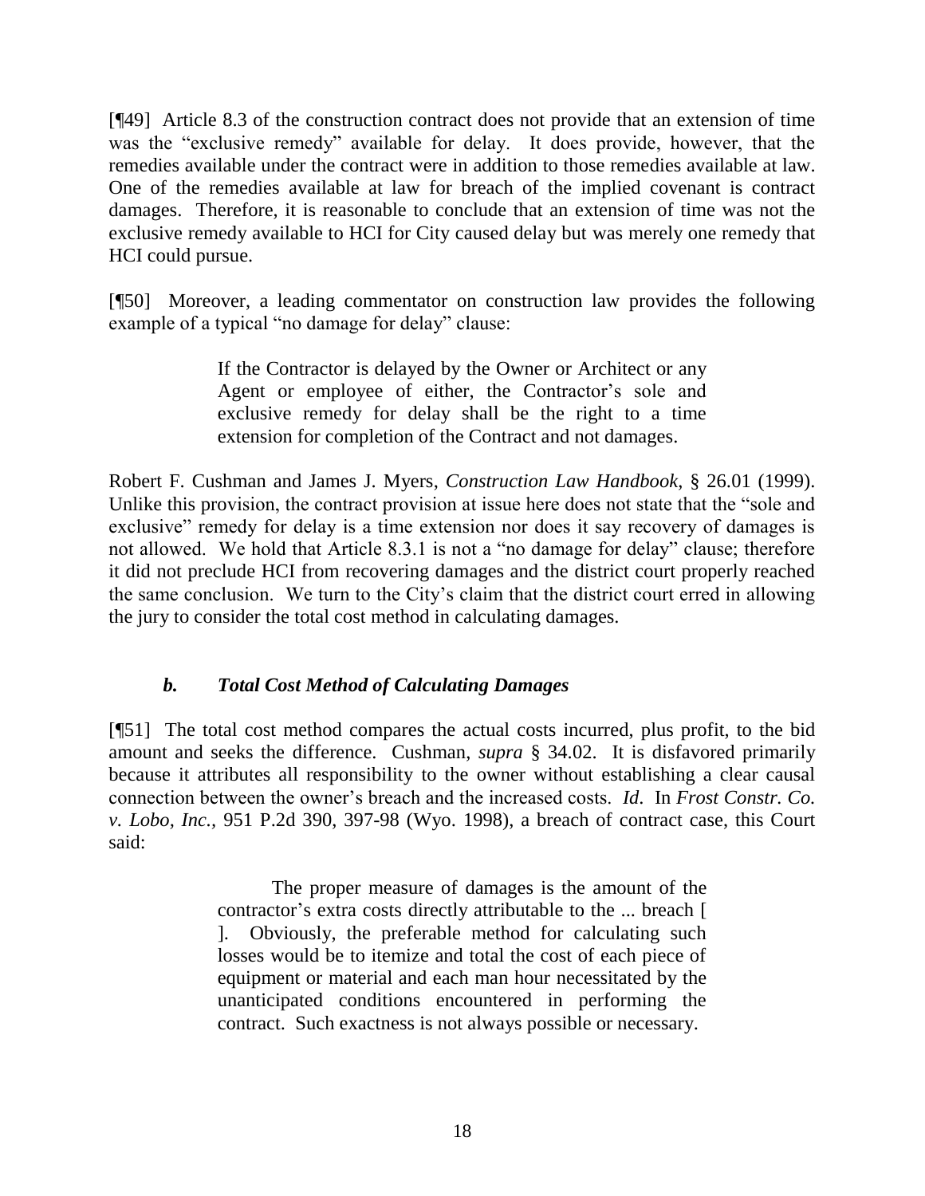[¶49] Article 8.3 of the construction contract does not provide that an extension of time was the "exclusive remedy" available for delay. It does provide, however, that the remedies available under the contract were in addition to those remedies available at law. One of the remedies available at law for breach of the implied covenant is contract damages. Therefore, it is reasonable to conclude that an extension of time was not the exclusive remedy available to HCI for City caused delay but was merely one remedy that HCI could pursue.

[¶50] Moreover, a leading commentator on construction law provides the following example of a typical "no damage for delay" clause:

> If the Contractor is delayed by the Owner or Architect or any Agent or employee of either, the Contractor's sole and exclusive remedy for delay shall be the right to a time extension for completion of the Contract and not damages.

Robert F. Cushman and James J. Myers, *Construction Law Handbook*, § 26.01 (1999). Unlike this provision, the contract provision at issue here does not state that the "sole and exclusive" remedy for delay is a time extension nor does it say recovery of damages is not allowed. We hold that Article 8.3.1 is not a "no damage for delay" clause; therefore it did not preclude HCI from recovering damages and the district court properly reached the same conclusion. We turn to the City's claim that the district court erred in allowing the jury to consider the total cost method in calculating damages.

### *b. Total Cost Method of Calculating Damages*

[¶51] The total cost method compares the actual costs incurred, plus profit, to the bid amount and seeks the difference. Cushman, *supra* § 34.02. It is disfavored primarily because it attributes all responsibility to the owner without establishing a clear causal connection between the owner's breach and the increased costs. *Id.* In *Frost Constr. Co. v. Lobo, Inc.*, 951 P.2d 390, 397-98 (Wyo. 1998), a breach of contract case, this Court said:

> The proper measure of damages is the amount of the contractor's extra costs directly attributable to the ... breach [ ]. Obviously, the preferable method for calculating such losses would be to itemize and total the cost of each piece of equipment or material and each man hour necessitated by the unanticipated conditions encountered in performing the contract. Such exactness is not always possible or necessary.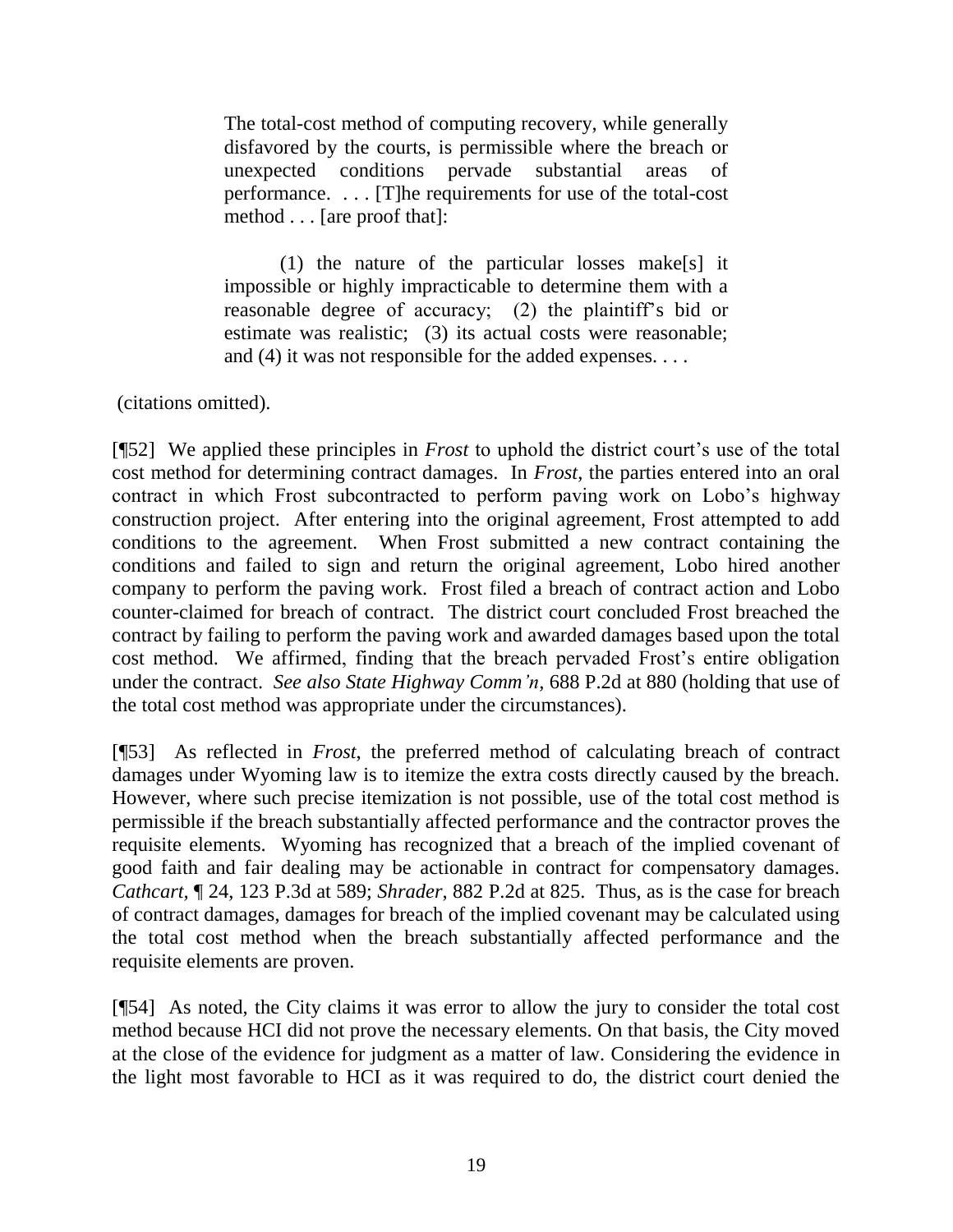> The total-cost method of computing recovery, while generally disfavored by the courts, is permissible where the breach or unexpected conditions pervade substantial areas of performance. . . . [T]he requirements for use of the total-cost method . . . [are proof that]:
>
> (1) the nature of the particular losses make[s] it impossible or highly impracticable to determine them with a reasonable degree of accuracy; (2) the plaintiff's bid or estimate was realistic; (3) its actual costs were reasonable; and (4) it was not responsible for the added expenses. . . .

(citations omitted).

[¶52] We applied these principles in *Frost* to uphold the district court's use of the total cost method for determining contract damages. In *Frost*, the parties entered into an oral contract in which Frost subcontracted to perform paving work on Lobo's highway construction project. After entering into the original agreement, Frost attempted to add conditions to the agreement. When Frost submitted a new contract containing the conditions and failed to sign and return the original agreement, Lobo hired another company to perform the paving work. Frost filed a breach of contract action and Lobo counter-claimed for breach of contract. The district court concluded Frost breached the contract by failing to perform the paving work and awarded damages based upon the total cost method. We affirmed, finding that the breach pervaded Frost's entire obligation under the contract. *See also State Highway Comm'n*, 688 P.2d at 880 (holding that use of the total cost method was appropriate under the circumstances).

[¶53] As reflected in *Frost*, the preferred method of calculating breach of contract damages under Wyoming law is to itemize the extra costs directly caused by the breach. However, where such precise itemization is not possible, use of the total cost method is permissible if the breach substantially affected performance and the contractor proves the requisite elements. Wyoming has recognized that a breach of the implied covenant of good faith and fair dealing may be actionable in contract for compensatory damages. *Cathcart*, ¶ 24, 123 P.3d at 589; *Shrader*, 882 P.2d at 825. Thus, as is the case for breach of contract damages, damages for breach of the implied covenant may be calculated using the total cost method when the breach substantially affected performance and the requisite elements are proven.

[¶54] As noted, the City claims it was error to allow the jury to consider the total cost method because HCI did not prove the necessary elements. On that basis, the City moved at the close of the evidence for judgment as a matter of law. Considering the evidence in the light most favorable to HCI as it was required to do, the district court denied the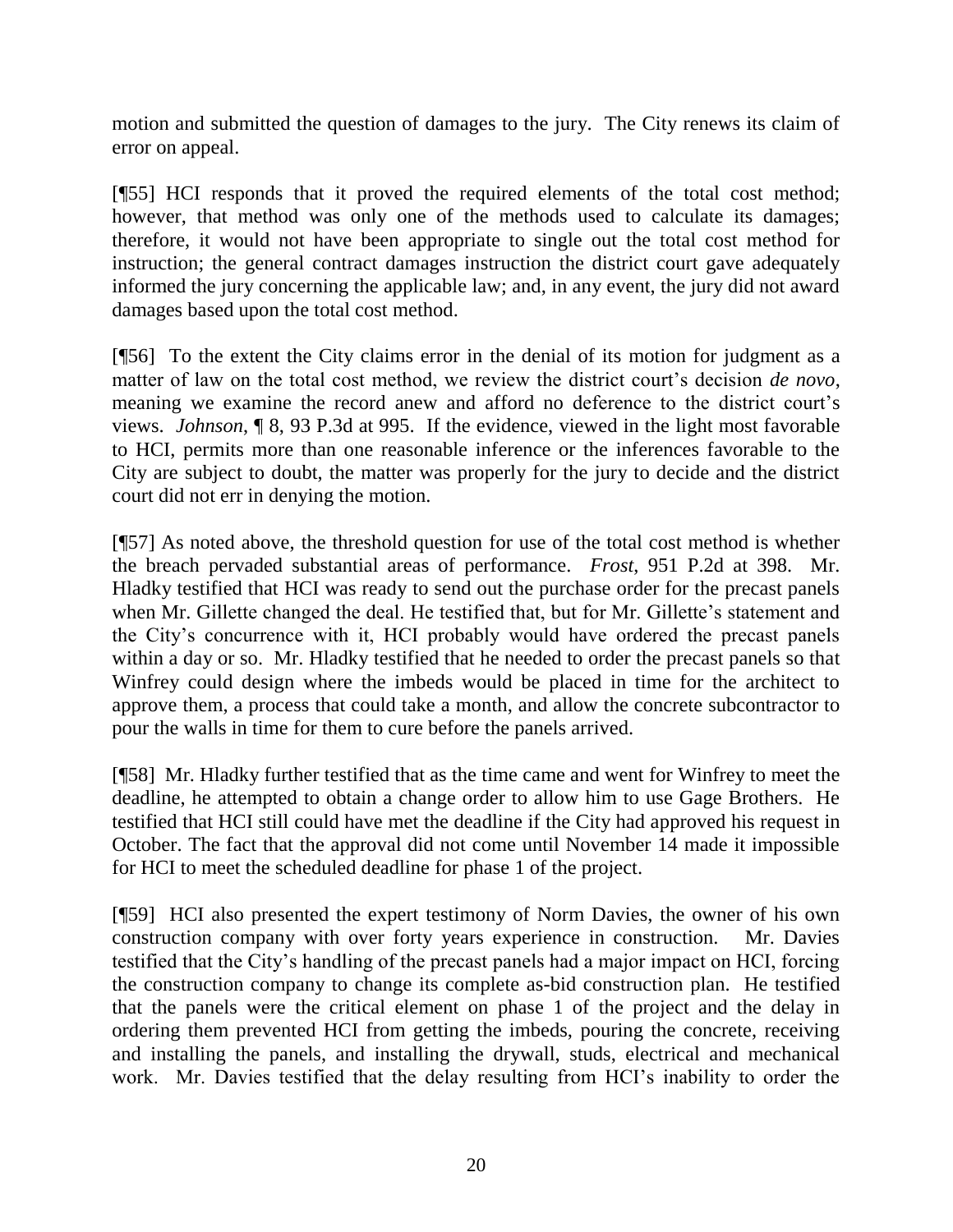motion and submitted the question of damages to the jury. The City renews its claim of error on appeal.

[¶55] HCI responds that it proved the required elements of the total cost method; however, that method was only one of the methods used to calculate its damages; therefore, it would not have been appropriate to single out the total cost method for instruction; the general contract damages instruction the district court gave adequately informed the jury concerning the applicable law; and, in any event, the jury did not award damages based upon the total cost method.

[¶56] To the extent the City claims error in the denial of its motion for judgment as a matter of law on the total cost method, we review the district court's decision *de novo*, meaning we examine the record anew and afford no deference to the district court's views. *Johnson*, ¶ 8, 93 P.3d at 995. If the evidence, viewed in the light most favorable to HCI, permits more than one reasonable inference or the inferences favorable to the City are subject to doubt, the matter was properly for the jury to decide and the district court did not err in denying the motion.

[¶57] As noted above, the threshold question for use of the total cost method is whether the breach pervaded substantial areas of performance. *Frost*, 951 P.2d at 398. Mr. Hladky testified that HCI was ready to send out the purchase order for the precast panels when Mr. Gillette changed the deal. He testified that, but for Mr. Gillette's statement and the City's concurrence with it, HCI probably would have ordered the precast panels within a day or so. Mr. Hladky testified that he needed to order the precast panels so that Winfrey could design where the imbeds would be placed in time for the architect to approve them, a process that could take a month, and allow the concrete subcontractor to pour the walls in time for them to cure before the panels arrived.

[¶58] Mr. Hladky further testified that as the time came and went for Winfrey to meet the deadline, he attempted to obtain a change order to allow him to use Gage Brothers. He testified that HCI still could have met the deadline if the City had approved his request in October. The fact that the approval did not come until November 14 made it impossible for HCI to meet the scheduled deadline for phase 1 of the project.

[¶59] HCI also presented the expert testimony of Norm Davies, the owner of his own construction company with over forty years experience in construction. Mr. Davies testified that the City's handling of the precast panels had a major impact on HCI, forcing the construction company to change its complete as-bid construction plan. He testified that the panels were the critical element on phase 1 of the project and the delay in ordering them prevented HCI from getting the imbeds, pouring the concrete, receiving and installing the panels, and installing the drywall, studs, electrical and mechanical work. Mr. Davies testified that the delay resulting from HCI's inability to order the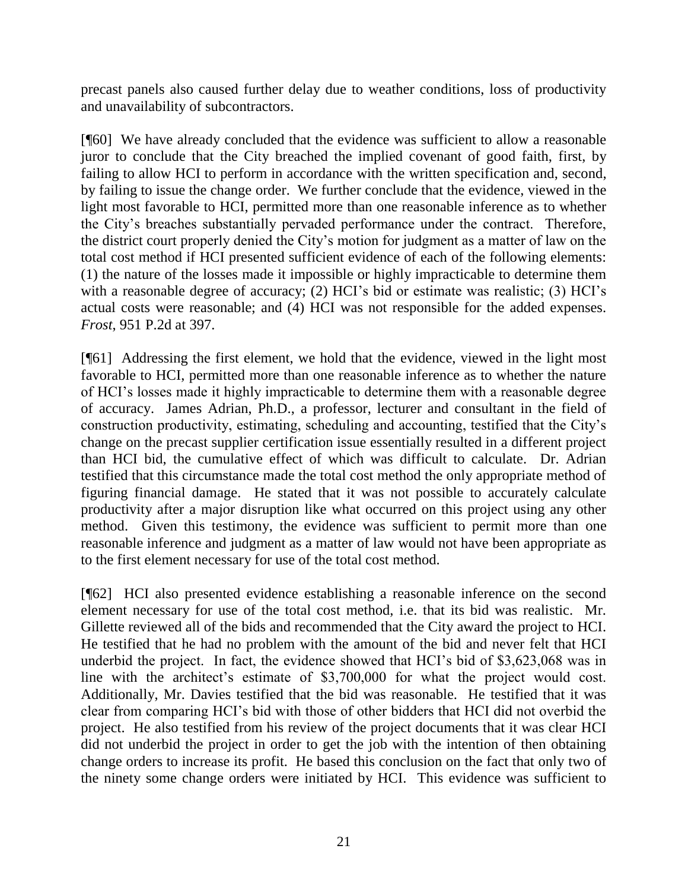precast panels also caused further delay due to weather conditions, loss of productivity and unavailability of subcontractors.

[¶60] We have already concluded that the evidence was sufficient to allow a reasonable juror to conclude that the City breached the implied covenant of good faith, first, by failing to allow HCI to perform in accordance with the written specification and, second, by failing to issue the change order. We further conclude that the evidence, viewed in the light most favorable to HCI, permitted more than one reasonable inference as to whether the City's breaches substantially pervaded performance under the contract. Therefore, the district court properly denied the City's motion for judgment as a matter of law on the total cost method if HCI presented sufficient evidence of each of the following elements: (1) the nature of the losses made it impossible or highly impracticable to determine them with a reasonable degree of accuracy; (2) HCI's bid or estimate was realistic; (3) HCI's actual costs were reasonable; and (4) HCI was not responsible for the added expenses. *Frost*, 951 P.2d at 397.

[¶61] Addressing the first element, we hold that the evidence, viewed in the light most favorable to HCI, permitted more than one reasonable inference as to whether the nature of HCI's losses made it highly impracticable to determine them with a reasonable degree of accuracy. James Adrian, Ph.D., a professor, lecturer and consultant in the field of construction productivity, estimating, scheduling and accounting, testified that the City's change on the precast supplier certification issue essentially resulted in a different project than HCI bid, the cumulative effect of which was difficult to calculate. Dr. Adrian testified that this circumstance made the total cost method the only appropriate method of figuring financial damage. He stated that it was not possible to accurately calculate productivity after a major disruption like what occurred on this project using any other method. Given this testimony, the evidence was sufficient to permit more than one reasonable inference and judgment as a matter of law would not have been appropriate as to the first element necessary for use of the total cost method.

[¶62] HCI also presented evidence establishing a reasonable inference on the second element necessary for use of the total cost method, i.e. that its bid was realistic. Mr. Gillette reviewed all of the bids and recommended that the City award the project to HCI. He testified that he had no problem with the amount of the bid and never felt that HCI underbid the project. In fact, the evidence showed that HCI's bid of $3,623,068 was in line with the architect's estimate of $3,700,000 for what the project would cost. Additionally, Mr. Davies testified that the bid was reasonable. He testified that it was clear from comparing HCI's bid with those of other bidders that HCI did not overbid the project. He also testified from his review of the project documents that it was clear HCI did not underbid the project in order to get the job with the intention of then obtaining change orders to increase its profit. He based this conclusion on the fact that only two of the ninety some change orders were initiated by HCI. This evidence was sufficient to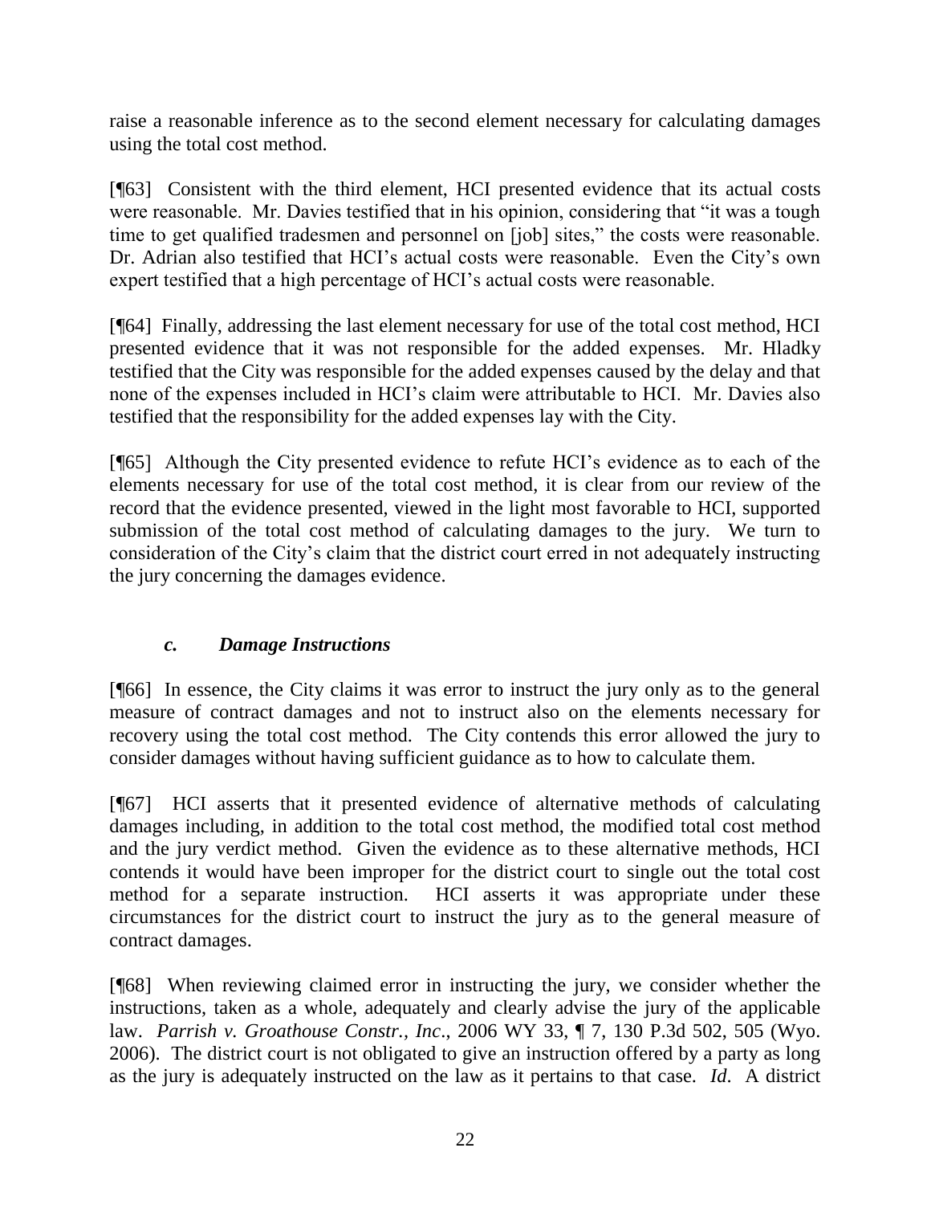raise a reasonable inference as to the second element necessary for calculating damages using the total cost method.

[¶63] Consistent with the third element, HCI presented evidence that its actual costs were reasonable. Mr. Davies testified that in his opinion, considering that "it was a tough time to get qualified tradesmen and personnel on [job] sites," the costs were reasonable. Dr. Adrian also testified that HCI's actual costs were reasonable. Even the City's own expert testified that a high percentage of HCI's actual costs were reasonable.

[¶64] Finally, addressing the last element necessary for use of the total cost method, HCI presented evidence that it was not responsible for the added expenses. Mr. Hladky testified that the City was responsible for the added expenses caused by the delay and that none of the expenses included in HCI's claim were attributable to HCI. Mr. Davies also testified that the responsibility for the added expenses lay with the City.

[¶65] Although the City presented evidence to refute HCI's evidence as to each of the elements necessary for use of the total cost method, it is clear from our review of the record that the evidence presented, viewed in the light most favorable to HCI, supported submission of the total cost method of calculating damages to the jury. We turn to consideration of the City's claim that the district court erred in not adequately instructing the jury concerning the damages evidence.

### *c. Damage Instructions*

[¶66] In essence, the City claims it was error to instruct the jury only as to the general measure of contract damages and not to instruct also on the elements necessary for recovery using the total cost method. The City contends this error allowed the jury to consider damages without having sufficient guidance as to how to calculate them.

[¶67] HCI asserts that it presented evidence of alternative methods of calculating damages including, in addition to the total cost method, the modified total cost method and the jury verdict method. Given the evidence as to these alternative methods, HCI contends it would have been improper for the district court to single out the total cost method for a separate instruction. HCI asserts it was appropriate under these circumstances for the district court to instruct the jury as to the general measure of contract damages.

[¶68] When reviewing claimed error in instructing the jury, we consider whether the instructions, taken as a whole, adequately and clearly advise the jury of the applicable law. *Parrish v. Groathouse Constr., Inc*., 2006 WY 33, ¶ 7, 130 P.3d 502, 505 (Wyo. 2006). The district court is not obligated to give an instruction offered by a party as long as the jury is adequately instructed on the law as it pertains to that case. *Id*. A district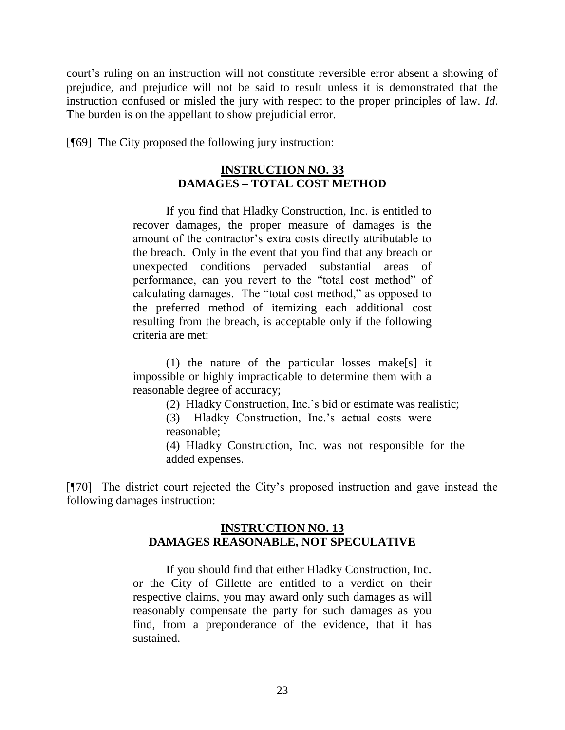court's ruling on an instruction will not constitute reversible error absent a showing of prejudice, and prejudice will not be said to result unless it is demonstrated that the instruction confused or misled the jury with respect to the proper principles of law. *Id*. The burden is on the appellant to show prejudicial error.

[¶69] The City proposed the following jury instruction:

> **INSTRUCTION NO. 33**
> **DAMAGES – TOTAL COST METHOD**
>
> If you find that Hladky Construction, Inc. is entitled to recover damages, the proper measure of damages is the amount of the contractor's extra costs directly attributable to the breach. Only in the event that you find that any breach or unexpected conditions pervaded substantial areas of performance, can you revert to the "total cost method" of calculating damages. The "total cost method," as opposed to the preferred method of itemizing each additional cost resulting from the breach, is acceptable only if the following criteria are met:
>
> (1) the nature of the particular losses make[s] it impossible or highly impracticable to determine them with a reasonable degree of accuracy;
>
> (2) Hladky Construction, Inc.'s bid or estimate was realistic;
>
> (3) Hladky Construction, Inc.'s actual costs were reasonable;
>
> (4) Hladky Construction, Inc. was not responsible for the added expenses.

[¶70] The district court rejected the City's proposed instruction and gave instead the following damages instruction:

> **INSTRUCTION NO. 13**
> **DAMAGES REASONABLE, NOT SPECULATIVE**
>
> If you should find that either Hladky Construction, Inc. or the City of Gillette are entitled to a verdict on their respective claims, you may award only such damages as will reasonably compensate the party for such damages as you find, from a preponderance of the evidence, that it has sustained.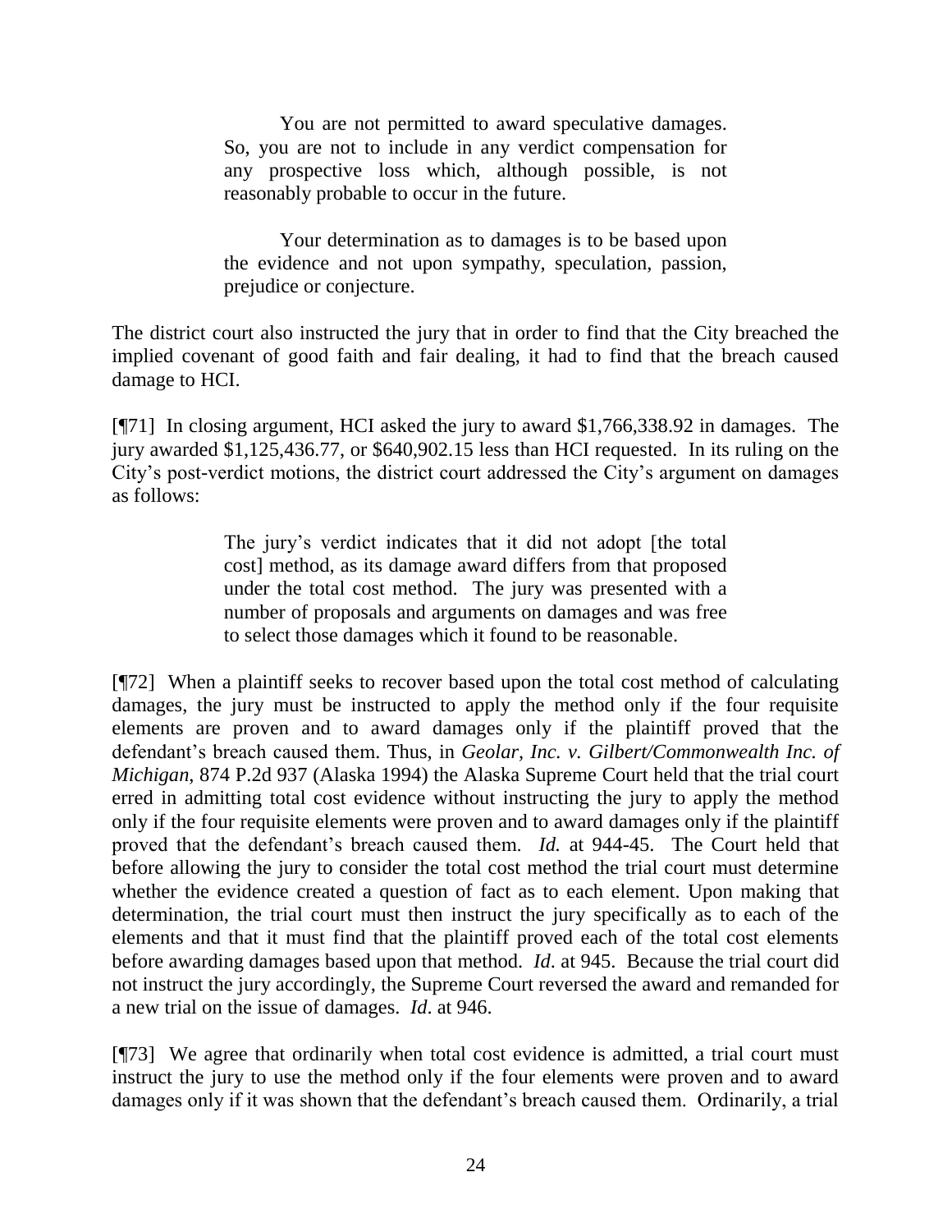> You are not permitted to award speculative damages. So, you are not to include in any verdict compensation for any prospective loss which, although possible, is not reasonably probable to occur in the future.
>
> Your determination as to damages is to be based upon the evidence and not upon sympathy, speculation, passion, prejudice or conjecture.

The district court also instructed the jury that in order to find that the City breached the implied covenant of good faith and fair dealing, it had to find that the breach caused damage to HCI.

[¶71] In closing argument, HCI asked the jury to award $1,766,338.92 in damages. The jury awarded $1,125,436.77, or $640,902.15 less than HCI requested. In its ruling on the City's post-verdict motions, the district court addressed the City's argument on damages as follows:

> The jury's verdict indicates that it did not adopt [the total cost] method, as its damage award differs from that proposed under the total cost method. The jury was presented with a number of proposals and arguments on damages and was free to select those damages which it found to be reasonable.

[¶72] When a plaintiff seeks to recover based upon the total cost method of calculating damages, the jury must be instructed to apply the method only if the four requisite elements are proven and to award damages only if the plaintiff proved that the defendant's breach caused them. Thus, in *Geolar, Inc. v. Gilbert/Commonwealth Inc. of Michigan*, 874 P.2d 937 (Alaska 1994) the Alaska Supreme Court held that the trial court erred in admitting total cost evidence without instructing the jury to apply the method only if the four requisite elements were proven and to award damages only if the plaintiff proved that the defendant's breach caused them. *Id.* at 944-45. The Court held that before allowing the jury to consider the total cost method the trial court must determine whether the evidence created a question of fact as to each element. Upon making that determination, the trial court must then instruct the jury specifically as to each of the elements and that it must find that the plaintiff proved each of the total cost elements before awarding damages based upon that method. *Id*. at 945. Because the trial court did not instruct the jury accordingly, the Supreme Court reversed the award and remanded for a new trial on the issue of damages. *Id*. at 946.

[¶73] We agree that ordinarily when total cost evidence is admitted, a trial court must instruct the jury to use the method only if the four elements were proven and to award damages only if it was shown that the defendant's breach caused them. Ordinarily, a trial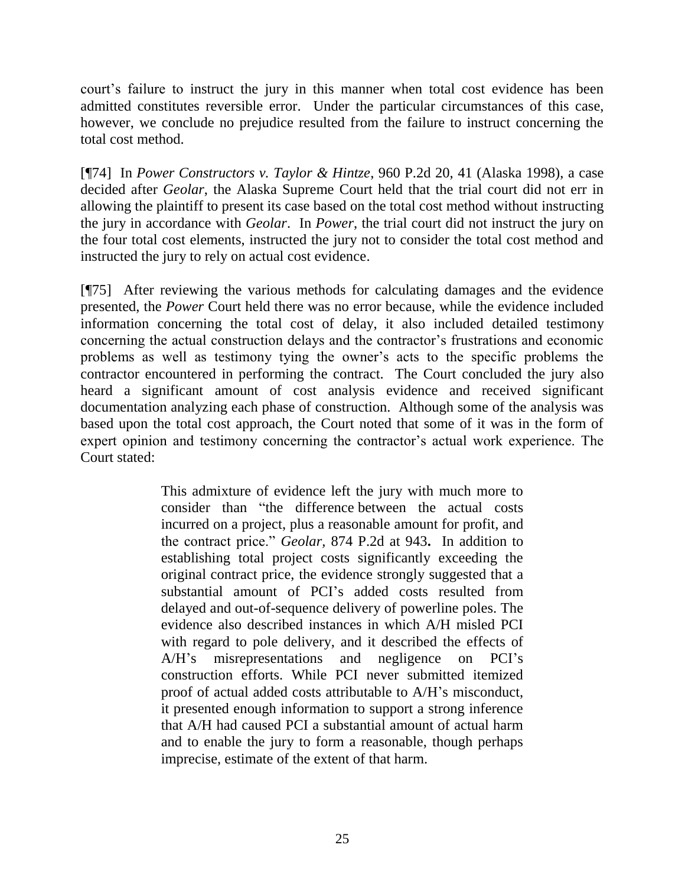court's failure to instruct the jury in this manner when total cost evidence has been admitted constitutes reversible error. Under the particular circumstances of this case, however, we conclude no prejudice resulted from the failure to instruct concerning the total cost method.

[¶74] In *Power Constructors v. Taylor & Hintze*, 960 P.2d 20, 41 (Alaska 1998), a case decided after *Geolar*, the Alaska Supreme Court held that the trial court did not err in allowing the plaintiff to present its case based on the total cost method without instructing the jury in accordance with *Geolar*. In *Power*, the trial court did not instruct the jury on the four total cost elements, instructed the jury not to consider the total cost method and instructed the jury to rely on actual cost evidence.

[¶75] After reviewing the various methods for calculating damages and the evidence presented, the *Power* Court held there was no error because, while the evidence included information concerning the total cost of delay, it also included detailed testimony concerning the actual construction delays and the contractor's frustrations and economic problems as well as testimony tying the owner's acts to the specific problems the contractor encountered in performing the contract. The Court concluded the jury also heard a significant amount of cost analysis evidence and received significant documentation analyzing each phase of construction. Although some of the analysis was based upon the total cost approach, the Court noted that some of it was in the form of expert opinion and testimony concerning the contractor's actual work experience. The Court stated:

> This admixture of evidence left the jury with much more to consider than "the difference between the actual costs incurred on a project, plus a reasonable amount for profit, and the contract price." *Geolar*, 874 P.2d at 943**.** In addition to establishing total project costs significantly exceeding the original contract price, the evidence strongly suggested that a substantial amount of PCI's added costs resulted from delayed and out-of-sequence delivery of powerline poles. The evidence also described instances in which A/H misled PCI with regard to pole delivery, and it described the effects of A/H's misrepresentations and negligence on PCI's construction efforts. While PCI never submitted itemized proof of actual added costs attributable to A/H's misconduct, it presented enough information to support a strong inference that A/H had caused PCI a substantial amount of actual harm and to enable the jury to form a reasonable, though perhaps imprecise, estimate of the extent of that harm.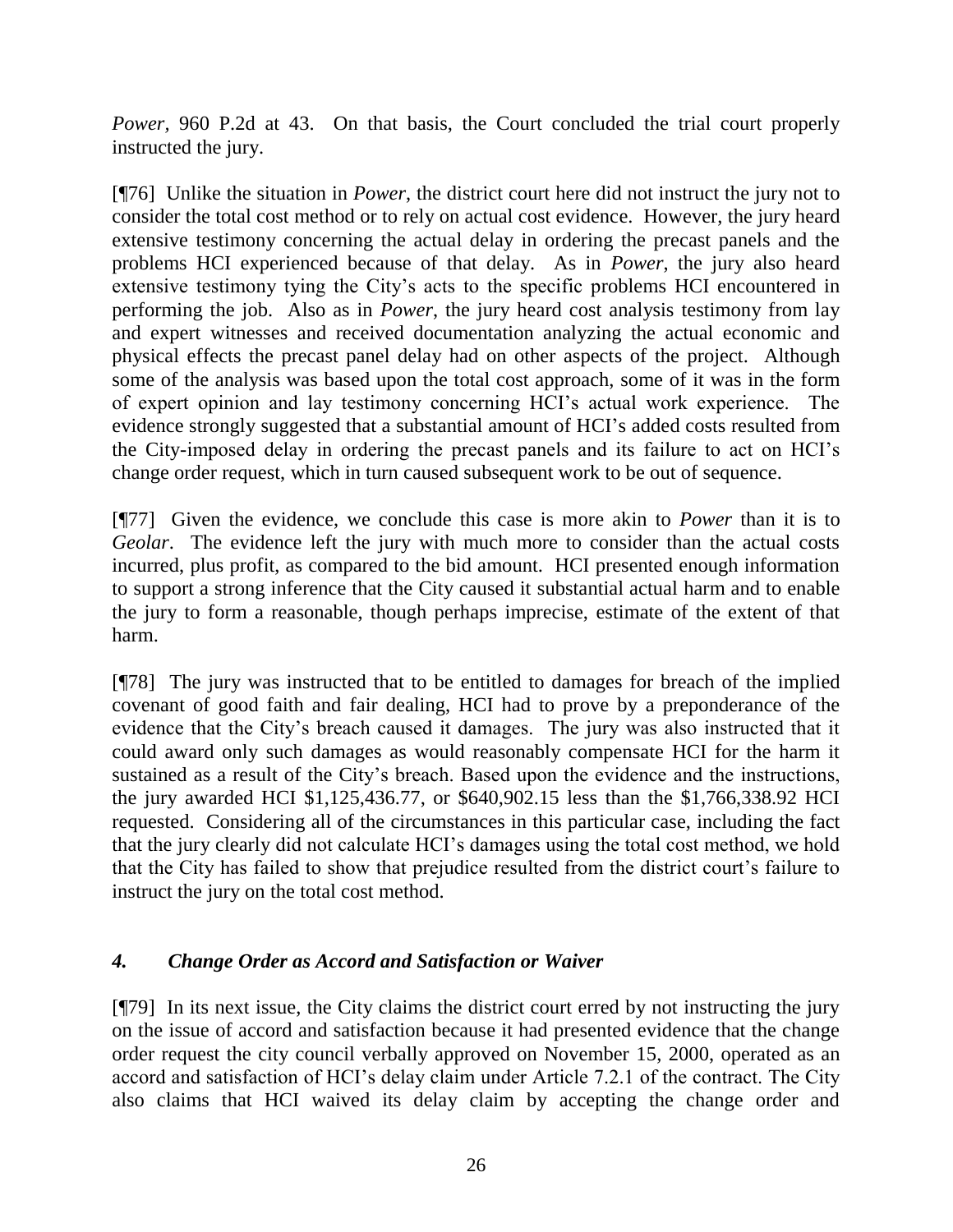*Power*, 960 P.2d at 43. On that basis, the Court concluded the trial court properly instructed the jury.

[¶76] Unlike the situation in *Power*, the district court here did not instruct the jury not to consider the total cost method or to rely on actual cost evidence. However, the jury heard extensive testimony concerning the actual delay in ordering the precast panels and the problems HCI experienced because of that delay. As in *Power*, the jury also heard extensive testimony tying the City's acts to the specific problems HCI encountered in performing the job. Also as in *Power*, the jury heard cost analysis testimony from lay and expert witnesses and received documentation analyzing the actual economic and physical effects the precast panel delay had on other aspects of the project. Although some of the analysis was based upon the total cost approach, some of it was in the form of expert opinion and lay testimony concerning HCI's actual work experience. The evidence strongly suggested that a substantial amount of HCI's added costs resulted from the City-imposed delay in ordering the precast panels and its failure to act on HCI's change order request, which in turn caused subsequent work to be out of sequence.

[¶77] Given the evidence, we conclude this case is more akin to *Power* than it is to *Geolar*. The evidence left the jury with much more to consider than the actual costs incurred, plus profit, as compared to the bid amount. HCI presented enough information to support a strong inference that the City caused it substantial actual harm and to enable the jury to form a reasonable, though perhaps imprecise, estimate of the extent of that harm.

[¶78] The jury was instructed that to be entitled to damages for breach of the implied covenant of good faith and fair dealing, HCI had to prove by a preponderance of the evidence that the City's breach caused it damages. The jury was also instructed that it could award only such damages as would reasonably compensate HCI for the harm it sustained as a result of the City's breach. Based upon the evidence and the instructions, the jury awarded HCI $1,125,436.77, or $640,902.15 less than the $1,766,338.92 HCI requested. Considering all of the circumstances in this particular case, including the fact that the jury clearly did not calculate HCI's damages using the total cost method, we hold that the City has failed to show that prejudice resulted from the district court's failure to instruct the jury on the total cost method.

### *4. Change Order as Accord and Satisfaction or Waiver*

[¶79] In its next issue, the City claims the district court erred by not instructing the jury on the issue of accord and satisfaction because it had presented evidence that the change order request the city council verbally approved on November 15, 2000, operated as an accord and satisfaction of HCI's delay claim under Article 7.2.1 of the contract. The City also claims that HCI waived its delay claim by accepting the change order and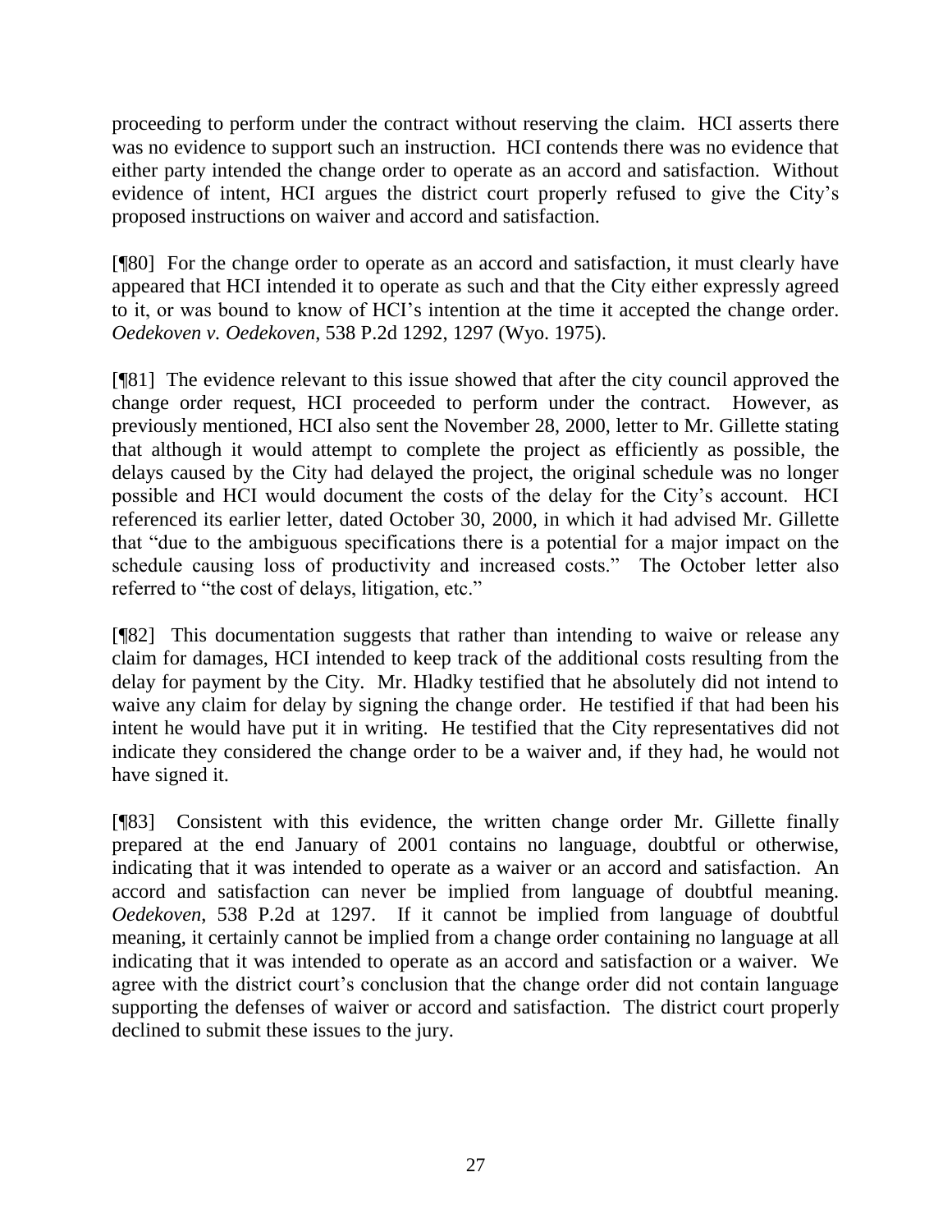proceeding to perform under the contract without reserving the claim. HCI asserts there was no evidence to support such an instruction. HCI contends there was no evidence that either party intended the change order to operate as an accord and satisfaction. Without evidence of intent, HCI argues the district court properly refused to give the City's proposed instructions on waiver and accord and satisfaction.

[¶80] For the change order to operate as an accord and satisfaction, it must clearly have appeared that HCI intended it to operate as such and that the City either expressly agreed to it, or was bound to know of HCI's intention at the time it accepted the change order. *Oedekoven v. Oedekoven*, 538 P.2d 1292, 1297 (Wyo. 1975).

[¶81] The evidence relevant to this issue showed that after the city council approved the change order request, HCI proceeded to perform under the contract. However, as previously mentioned, HCI also sent the November 28, 2000, letter to Mr. Gillette stating that although it would attempt to complete the project as efficiently as possible, the delays caused by the City had delayed the project, the original schedule was no longer possible and HCI would document the costs of the delay for the City's account. HCI referenced its earlier letter, dated October 30, 2000, in which it had advised Mr. Gillette that "due to the ambiguous specifications there is a potential for a major impact on the schedule causing loss of productivity and increased costs." The October letter also referred to "the cost of delays, litigation, etc."

[¶82] This documentation suggests that rather than intending to waive or release any claim for damages, HCI intended to keep track of the additional costs resulting from the delay for payment by the City. Mr. Hladky testified that he absolutely did not intend to waive any claim for delay by signing the change order. He testified if that had been his intent he would have put it in writing. He testified that the City representatives did not indicate they considered the change order to be a waiver and, if they had, he would not have signed it.

[¶83] Consistent with this evidence, the written change order Mr. Gillette finally prepared at the end January of 2001 contains no language, doubtful or otherwise, indicating that it was intended to operate as a waiver or an accord and satisfaction. An accord and satisfaction can never be implied from language of doubtful meaning. *Oedekoven*, 538 P.2d at 1297. If it cannot be implied from language of doubtful meaning, it certainly cannot be implied from a change order containing no language at all indicating that it was intended to operate as an accord and satisfaction or a waiver. We agree with the district court's conclusion that the change order did not contain language supporting the defenses of waiver or accord and satisfaction. The district court properly declined to submit these issues to the jury.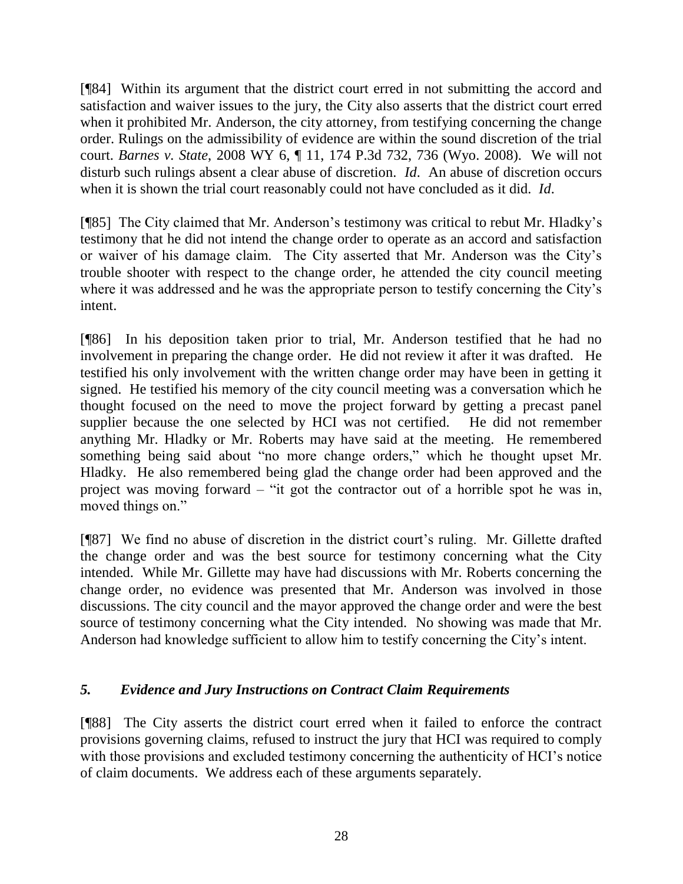[¶84] Within its argument that the district court erred in not submitting the accord and satisfaction and waiver issues to the jury, the City also asserts that the district court erred when it prohibited Mr. Anderson, the city attorney, from testifying concerning the change order. Rulings on the admissibility of evidence are within the sound discretion of the trial court. *Barnes v. State*, 2008 WY 6, ¶ 11, 174 P.3d 732, 736 (Wyo. 2008). We will not disturb such rulings absent a clear abuse of discretion. *Id*. An abuse of discretion occurs when it is shown the trial court reasonably could not have concluded as it did. *Id*.

[¶85] The City claimed that Mr. Anderson's testimony was critical to rebut Mr. Hladky's testimony that he did not intend the change order to operate as an accord and satisfaction or waiver of his damage claim. The City asserted that Mr. Anderson was the City's trouble shooter with respect to the change order, he attended the city council meeting where it was addressed and he was the appropriate person to testify concerning the City's intent.

[¶86] In his deposition taken prior to trial, Mr. Anderson testified that he had no involvement in preparing the change order. He did not review it after it was drafted. He testified his only involvement with the written change order may have been in getting it signed. He testified his memory of the city council meeting was a conversation which he thought focused on the need to move the project forward by getting a precast panel supplier because the one selected by HCI was not certified. He did not remember anything Mr. Hladky or Mr. Roberts may have said at the meeting. He remembered something being said about "no more change orders," which he thought upset Mr. Hladky. He also remembered being glad the change order had been approved and the project was moving forward – "it got the contractor out of a horrible spot he was in, moved things on."

[¶87] We find no abuse of discretion in the district court's ruling. Mr. Gillette drafted the change order and was the best source for testimony concerning what the City intended. While Mr. Gillette may have had discussions with Mr. Roberts concerning the change order, no evidence was presented that Mr. Anderson was involved in those discussions. The city council and the mayor approved the change order and were the best source of testimony concerning what the City intended. No showing was made that Mr. Anderson had knowledge sufficient to allow him to testify concerning the City's intent.

### *5. Evidence and Jury Instructions on Contract Claim Requirements*

[¶88] The City asserts the district court erred when it failed to enforce the contract provisions governing claims, refused to instruct the jury that HCI was required to comply with those provisions and excluded testimony concerning the authenticity of HCI's notice of claim documents. We address each of these arguments separately.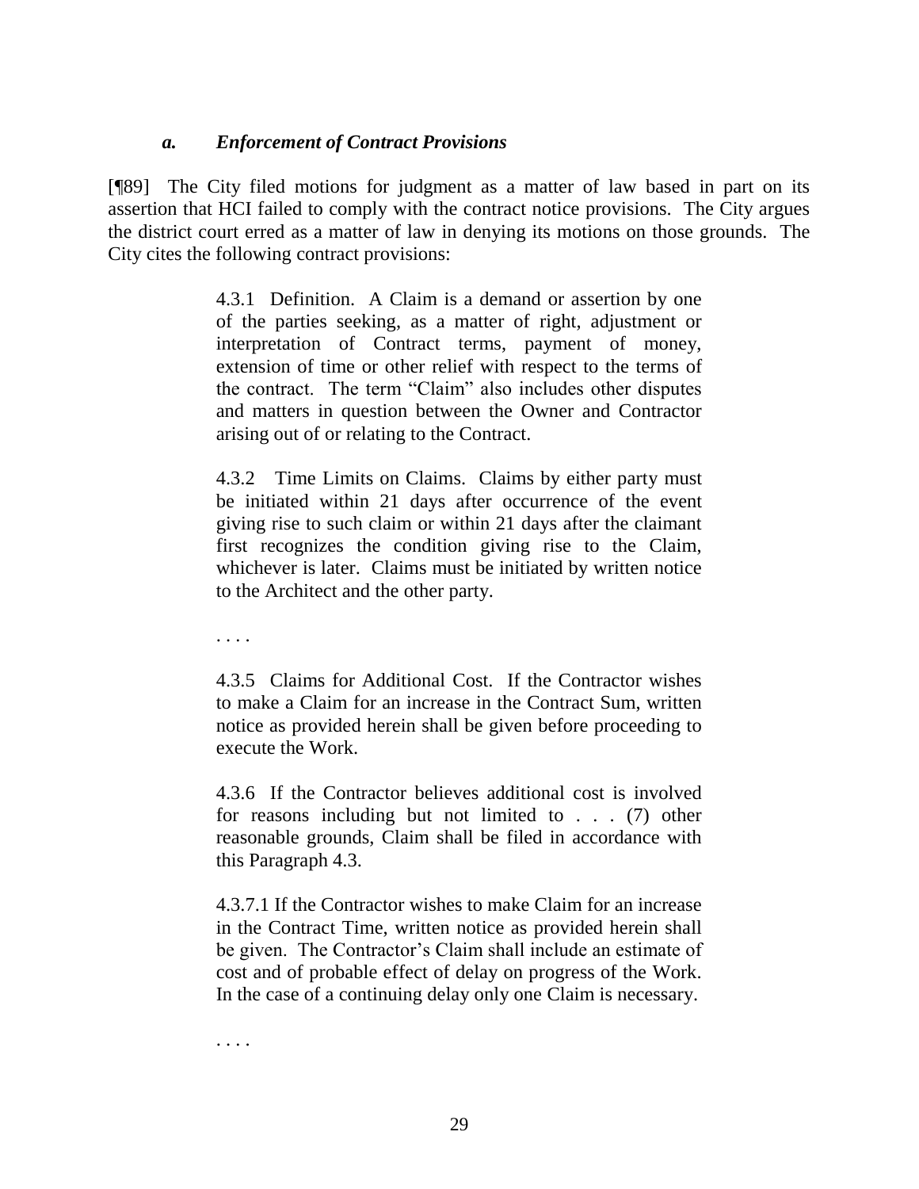### *a. Enforcement of Contract Provisions*

[¶89] The City filed motions for judgment as a matter of law based in part on its assertion that HCI failed to comply with the contract notice provisions. The City argues the district court erred as a matter of law in denying its motions on those grounds. The City cites the following contract provisions:

> 4.3.1 Definition. A Claim is a demand or assertion by one of the parties seeking, as a matter of right, adjustment or interpretation of Contract terms, payment of money, extension of time or other relief with respect to the terms of the contract. The term "Claim" also includes other disputes and matters in question between the Owner and Contractor arising out of or relating to the Contract.
>
> 4.3.2 Time Limits on Claims. Claims by either party must be initiated within 21 days after occurrence of the event giving rise to such claim or within 21 days after the claimant first recognizes the condition giving rise to the Claim, whichever is later. Claims must be initiated by written notice to the Architect and the other party.
>
> . . . .
>
> 4.3.5 Claims for Additional Cost. If the Contractor wishes to make a Claim for an increase in the Contract Sum, written notice as provided herein shall be given before proceeding to execute the Work.
>
> 4.3.6 If the Contractor believes additional cost is involved for reasons including but not limited to . . . (7) other reasonable grounds, Claim shall be filed in accordance with this Paragraph 4.3.
>
> 4.3.7.1 If the Contractor wishes to make Claim for an increase in the Contract Time, written notice as provided herein shall be given. The Contractor's Claim shall include an estimate of cost and of probable effect of delay on progress of the Work. In the case of a continuing delay only one Claim is necessary.
>
> . . . .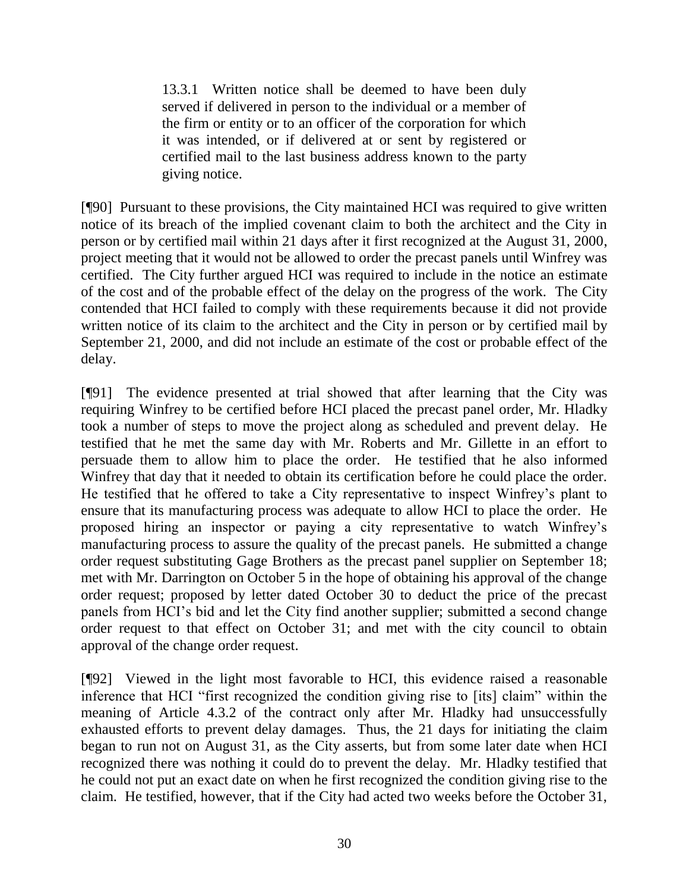> 13.3.1 Written notice shall be deemed to have been duly served if delivered in person to the individual or a member of the firm or entity or to an officer of the corporation for which it was intended, or if delivered at or sent by registered or certified mail to the last business address known to the party giving notice.

[¶90] Pursuant to these provisions, the City maintained HCI was required to give written notice of its breach of the implied covenant claim to both the architect and the City in person or by certified mail within 21 days after it first recognized at the August 31, 2000, project meeting that it would not be allowed to order the precast panels until Winfrey was certified. The City further argued HCI was required to include in the notice an estimate of the cost and of the probable effect of the delay on the progress of the work. The City contended that HCI failed to comply with these requirements because it did not provide written notice of its claim to the architect and the City in person or by certified mail by September 21, 2000, and did not include an estimate of the cost or probable effect of the delay.

[¶91] The evidence presented at trial showed that after learning that the City was requiring Winfrey to be certified before HCI placed the precast panel order, Mr. Hladky took a number of steps to move the project along as scheduled and prevent delay. He testified that he met the same day with Mr. Roberts and Mr. Gillette in an effort to persuade them to allow him to place the order. He testified that he also informed Winfrey that day that it needed to obtain its certification before he could place the order. He testified that he offered to take a City representative to inspect Winfrey's plant to ensure that its manufacturing process was adequate to allow HCI to place the order. He proposed hiring an inspector or paying a city representative to watch Winfrey's manufacturing process to assure the quality of the precast panels. He submitted a change order request substituting Gage Brothers as the precast panel supplier on September 18; met with Mr. Darrington on October 5 in the hope of obtaining his approval of the change order request; proposed by letter dated October 30 to deduct the price of the precast panels from HCI's bid and let the City find another supplier; submitted a second change order request to that effect on October 31; and met with the city council to obtain approval of the change order request.

[¶92] Viewed in the light most favorable to HCI, this evidence raised a reasonable inference that HCI "first recognized the condition giving rise to [its] claim" within the meaning of Article 4.3.2 of the contract only after Mr. Hladky had unsuccessfully exhausted efforts to prevent delay damages. Thus, the 21 days for initiating the claim began to run not on August 31, as the City asserts, but from some later date when HCI recognized there was nothing it could do to prevent the delay. Mr. Hladky testified that he could not put an exact date on when he first recognized the condition giving rise to the claim. He testified, however, that if the City had acted two weeks before the October 31,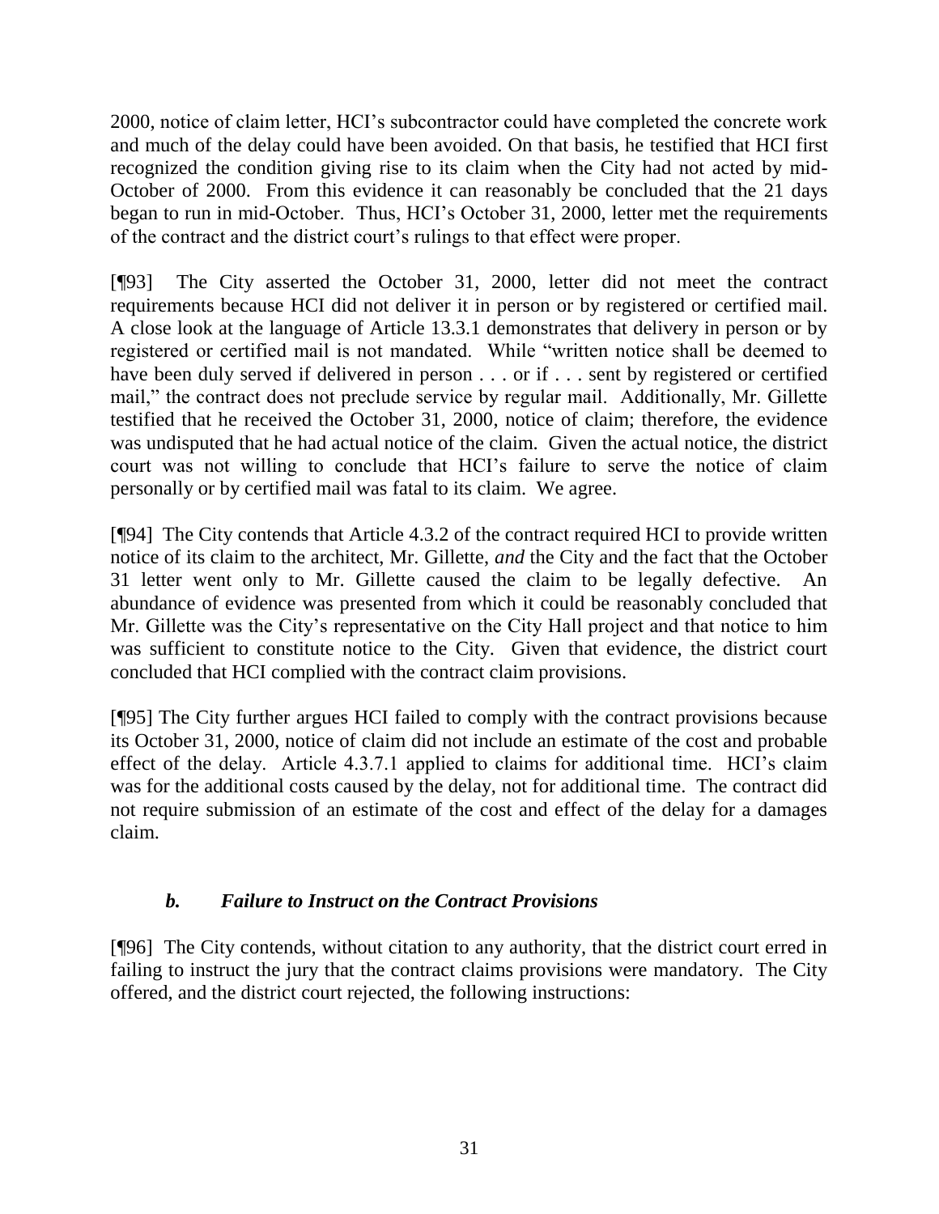2000, notice of claim letter, HCI's subcontractor could have completed the concrete work and much of the delay could have been avoided. On that basis, he testified that HCI first recognized the condition giving rise to its claim when the City had not acted by mid-October of 2000. From this evidence it can reasonably be concluded that the 21 days began to run in mid-October. Thus, HCI's October 31, 2000, letter met the requirements of the contract and the district court's rulings to that effect were proper.

[¶93] The City asserted the October 31, 2000, letter did not meet the contract requirements because HCI did not deliver it in person or by registered or certified mail. A close look at the language of Article 13.3.1 demonstrates that delivery in person or by registered or certified mail is not mandated. While "written notice shall be deemed to have been duly served if delivered in person . . . or if . . . sent by registered or certified mail," the contract does not preclude service by regular mail. Additionally, Mr. Gillette testified that he received the October 31, 2000, notice of claim; therefore, the evidence was undisputed that he had actual notice of the claim. Given the actual notice, the district court was not willing to conclude that HCI's failure to serve the notice of claim personally or by certified mail was fatal to its claim. We agree.

[¶94] The City contends that Article 4.3.2 of the contract required HCI to provide written notice of its claim to the architect, Mr. Gillette, *and* the City and the fact that the October 31 letter went only to Mr. Gillette caused the claim to be legally defective. An abundance of evidence was presented from which it could be reasonably concluded that Mr. Gillette was the City's representative on the City Hall project and that notice to him was sufficient to constitute notice to the City. Given that evidence, the district court concluded that HCI complied with the contract claim provisions.

[¶95] The City further argues HCI failed to comply with the contract provisions because its October 31, 2000, notice of claim did not include an estimate of the cost and probable effect of the delay. Article 4.3.7.1 applied to claims for additional time. HCI's claim was for the additional costs caused by the delay, not for additional time. The contract did not require submission of an estimate of the cost and effect of the delay for a damages claim.

### *b. Failure to Instruct on the Contract Provisions*

[¶96] The City contends, without citation to any authority, that the district court erred in failing to instruct the jury that the contract claims provisions were mandatory. The City offered, and the district court rejected, the following instructions: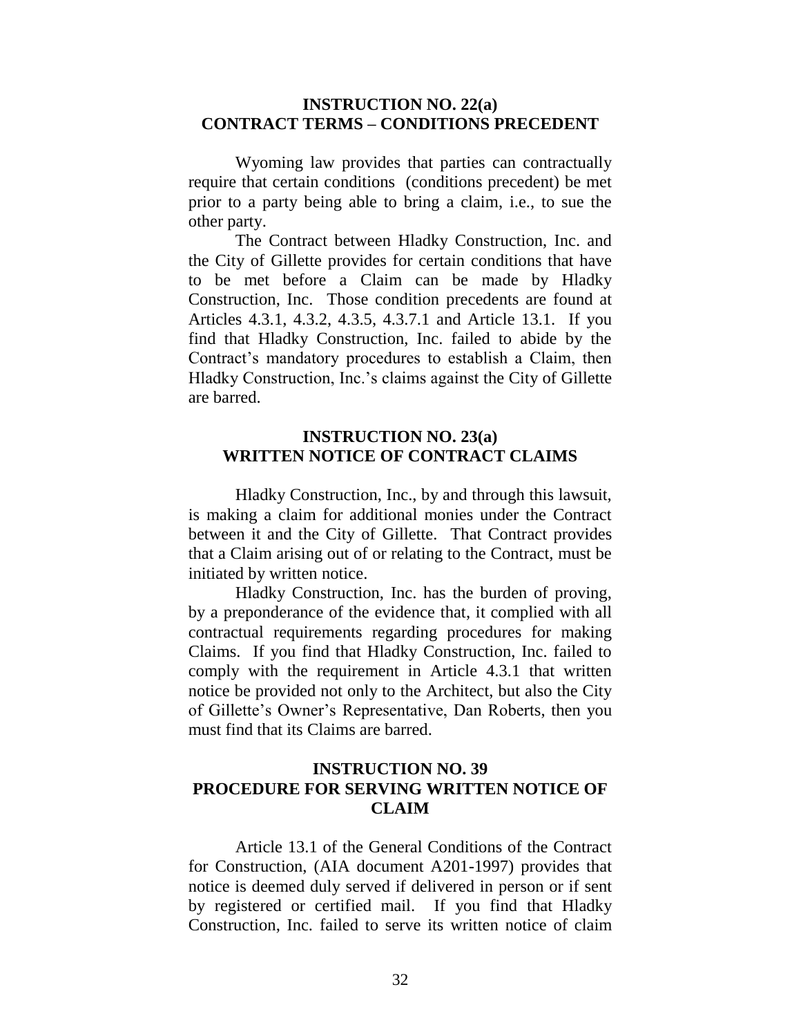**INSTRUCTION NO. 22(a)**
**CONTRACT TERMS – CONDITIONS PRECEDENT**

Wyoming law provides that parties can contractually require that certain conditions (conditions precedent) be met prior to a party being able to bring a claim, i.e., to sue the other party.

The Contract between Hladky Construction, Inc. and the City of Gillette provides for certain conditions that have to be met before a Claim can be made by Hladky Construction, Inc. Those condition precedents are found at Articles 4.3.1, 4.3.2, 4.3.5, 4.3.7.1 and Article 13.1. If you find that Hladky Construction, Inc. failed to abide by the Contract's mandatory procedures to establish a Claim, then Hladky Construction, Inc.'s claims against the City of Gillette are barred.

**INSTRUCTION NO. 23(a)**
**WRITTEN NOTICE OF CONTRACT CLAIMS**

Hladky Construction, Inc., by and through this lawsuit, is making a claim for additional monies under the Contract between it and the City of Gillette. That Contract provides that a Claim arising out of or relating to the Contract, must be initiated by written notice.

Hladky Construction, Inc. has the burden of proving, by a preponderance of the evidence that, it complied with all contractual requirements regarding procedures for making Claims. If you find that Hladky Construction, Inc. failed to comply with the requirement in Article 4.3.1 that written notice be provided not only to the Architect, but also the City of Gillette's Owner's Representative, Dan Roberts, then you must find that its Claims are barred.

**INSTRUCTION NO. 39**
**PROCEDURE FOR SERVING WRITTEN NOTICE OF CLAIM**

Article 13.1 of the General Conditions of the Contract for Construction, (AIA document A201-1997) provides that notice is deemed duly served if delivered in person or if sent by registered or certified mail. If you find that Hladky Construction, Inc. failed to serve its written notice of claim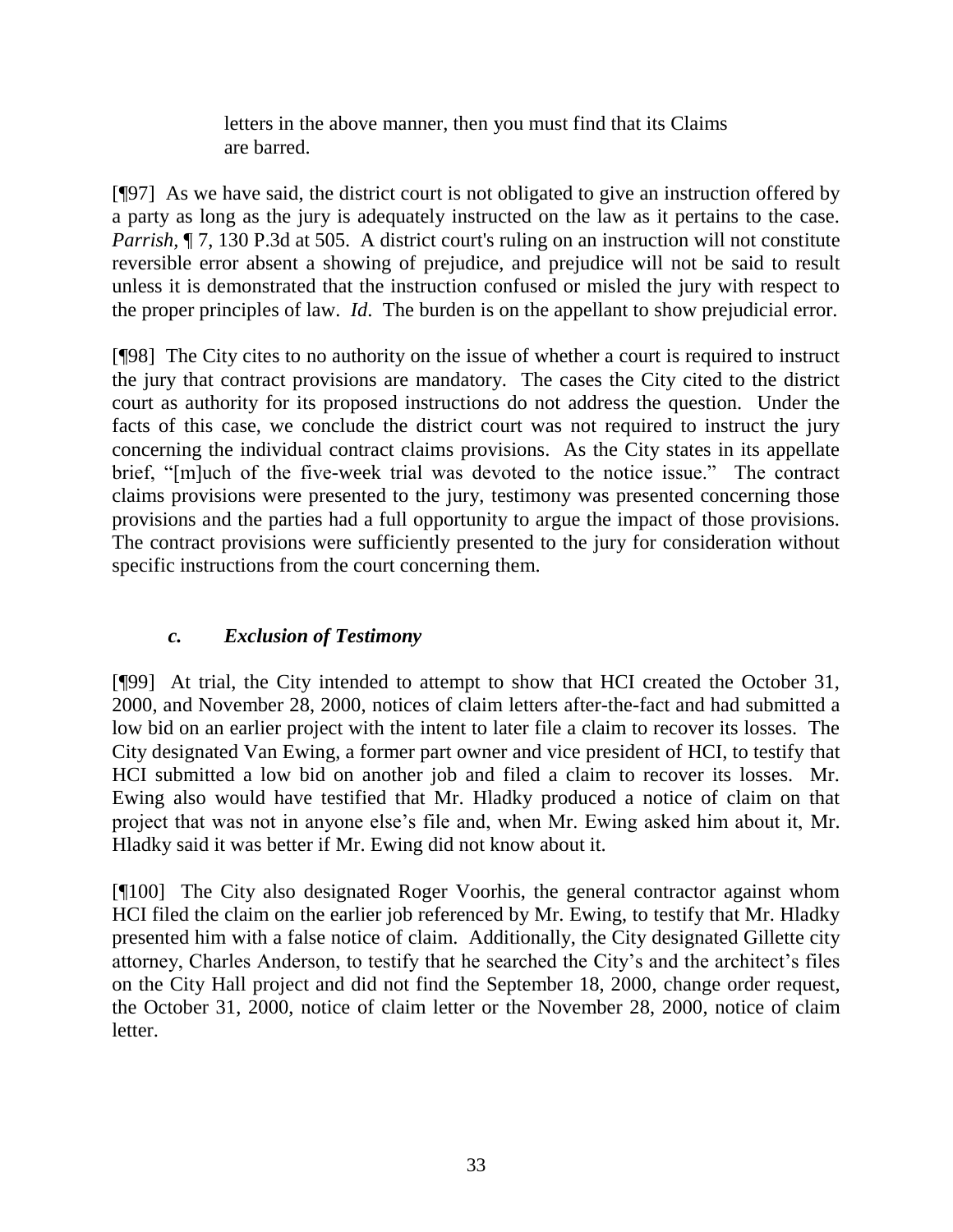> letters in the above manner, then you must find that its Claims are barred.

[¶97] As we have said, the district court is not obligated to give an instruction offered by a party as long as the jury is adequately instructed on the law as it pertains to the case. *Parrish*, ¶ 7, 130 P.3d at 505. A district court's ruling on an instruction will not constitute reversible error absent a showing of prejudice, and prejudice will not be said to result unless it is demonstrated that the instruction confused or misled the jury with respect to the proper principles of law. *Id*. The burden is on the appellant to show prejudicial error.

[¶98] The City cites to no authority on the issue of whether a court is required to instruct the jury that contract provisions are mandatory. The cases the City cited to the district court as authority for its proposed instructions do not address the question. Under the facts of this case, we conclude the district court was not required to instruct the jury concerning the individual contract claims provisions. As the City states in its appellate brief, "[m]uch of the five-week trial was devoted to the notice issue." The contract claims provisions were presented to the jury, testimony was presented concerning those provisions and the parties had a full opportunity to argue the impact of those provisions. The contract provisions were sufficiently presented to the jury for consideration without specific instructions from the court concerning them.

### *c. Exclusion of Testimony*

[¶99] At trial, the City intended to attempt to show that HCI created the October 31, 2000, and November 28, 2000, notices of claim letters after-the-fact and had submitted a low bid on an earlier project with the intent to later file a claim to recover its losses. The City designated Van Ewing, a former part owner and vice president of HCI, to testify that HCI submitted a low bid on another job and filed a claim to recover its losses. Mr. Ewing also would have testified that Mr. Hladky produced a notice of claim on that project that was not in anyone else's file and, when Mr. Ewing asked him about it, Mr. Hladky said it was better if Mr. Ewing did not know about it.

[¶100] The City also designated Roger Voorhis, the general contractor against whom HCI filed the claim on the earlier job referenced by Mr. Ewing, to testify that Mr. Hladky presented him with a false notice of claim. Additionally, the City designated Gillette city attorney, Charles Anderson, to testify that he searched the City's and the architect's files on the City Hall project and did not find the September 18, 2000, change order request, the October 31, 2000, notice of claim letter or the November 28, 2000, notice of claim letter.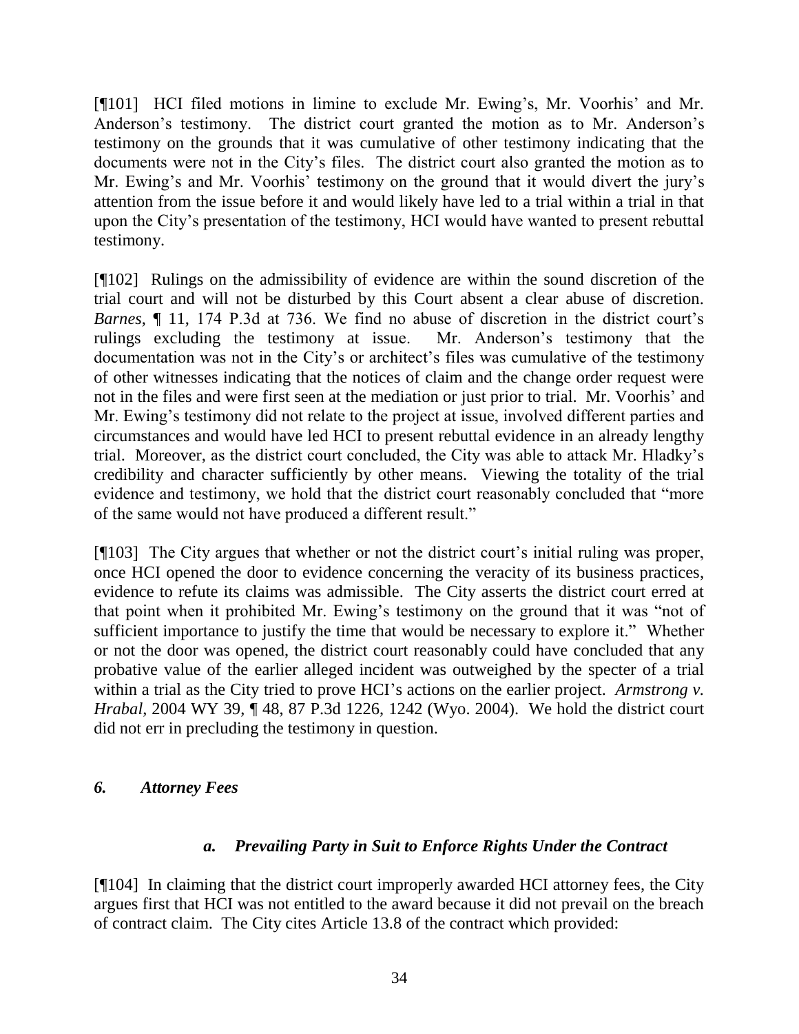[¶101] HCI filed motions in limine to exclude Mr. Ewing's, Mr. Voorhis' and Mr. Anderson's testimony. The district court granted the motion as to Mr. Anderson's testimony on the grounds that it was cumulative of other testimony indicating that the documents were not in the City's files. The district court also granted the motion as to Mr. Ewing's and Mr. Voorhis' testimony on the ground that it would divert the jury's attention from the issue before it and would likely have led to a trial within a trial in that upon the City's presentation of the testimony, HCI would have wanted to present rebuttal testimony.

[¶102] Rulings on the admissibility of evidence are within the sound discretion of the trial court and will not be disturbed by this Court absent a clear abuse of discretion. *Barnes*, ¶ 11, 174 P.3d at 736. We find no abuse of discretion in the district court's rulings excluding the testimony at issue. Mr. Anderson's testimony that the documentation was not in the City's or architect's files was cumulative of the testimony of other witnesses indicating that the notices of claim and the change order request were not in the files and were first seen at the mediation or just prior to trial. Mr. Voorhis' and Mr. Ewing's testimony did not relate to the project at issue, involved different parties and circumstances and would have led HCI to present rebuttal evidence in an already lengthy trial. Moreover, as the district court concluded, the City was able to attack Mr. Hladky's credibility and character sufficiently by other means. Viewing the totality of the trial evidence and testimony, we hold that the district court reasonably concluded that "more of the same would not have produced a different result."

[¶103] The City argues that whether or not the district court's initial ruling was proper, once HCI opened the door to evidence concerning the veracity of its business practices, evidence to refute its claims was admissible. The City asserts the district court erred at that point when it prohibited Mr. Ewing's testimony on the ground that it was "not of sufficient importance to justify the time that would be necessary to explore it." Whether or not the door was opened, the district court reasonably could have concluded that any probative value of the earlier alleged incident was outweighed by the specter of a trial within a trial as the City tried to prove HCI's actions on the earlier project. *Armstrong v. Hrabal*, 2004 WY 39, ¶ 48, 87 P.3d 1226, 1242 (Wyo. 2004). We hold the district court did not err in precluding the testimony in question.

### *6. Attorney Fees*

#### *a. Prevailing Party in Suit to Enforce Rights Under the Contract*

[¶104] In claiming that the district court improperly awarded HCI attorney fees, the City argues first that HCI was not entitled to the award because it did not prevail on the breach of contract claim. The City cites Article 13.8 of the contract which provided: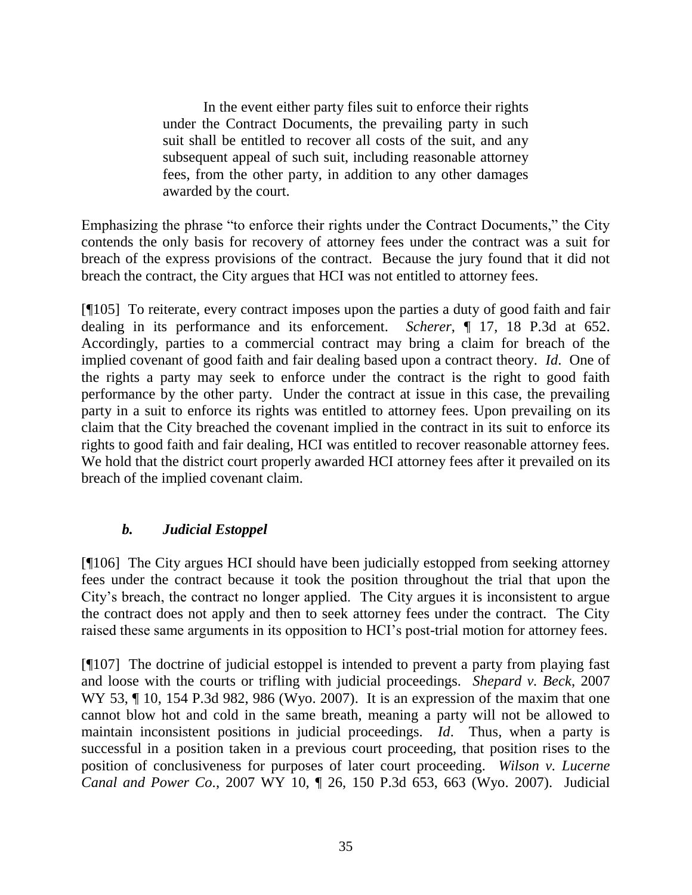> In the event either party files suit to enforce their rights under the Contract Documents, the prevailing party in such suit shall be entitled to recover all costs of the suit, and any subsequent appeal of such suit, including reasonable attorney fees, from the other party, in addition to any other damages awarded by the court.

Emphasizing the phrase "to enforce their rights under the Contract Documents," the City contends the only basis for recovery of attorney fees under the contract was a suit for breach of the express provisions of the contract. Because the jury found that it did not breach the contract, the City argues that HCI was not entitled to attorney fees.

[¶105] To reiterate, every contract imposes upon the parties a duty of good faith and fair dealing in its performance and its enforcement. *Scherer*, ¶ 17, 18 P.3d at 652. Accordingly, parties to a commercial contract may bring a claim for breach of the implied covenant of good faith and fair dealing based upon a contract theory. *Id*. One of the rights a party may seek to enforce under the contract is the right to good faith performance by the other party. Under the contract at issue in this case, the prevailing party in a suit to enforce its rights was entitled to attorney fees. Upon prevailing on its claim that the City breached the covenant implied in the contract in its suit to enforce its rights to good faith and fair dealing, HCI was entitled to recover reasonable attorney fees. We hold that the district court properly awarded HCI attorney fees after it prevailed on its breach of the implied covenant claim.

### *b. Judicial Estoppel*

[¶106] The City argues HCI should have been judicially estopped from seeking attorney fees under the contract because it took the position throughout the trial that upon the City's breach, the contract no longer applied. The City argues it is inconsistent to argue the contract does not apply and then to seek attorney fees under the contract. The City raised these same arguments in its opposition to HCI's post-trial motion for attorney fees.

[¶107] The doctrine of judicial estoppel is intended to prevent a party from playing fast and loose with the courts or trifling with judicial proceedings. *Shepard v. Beck*, 2007 WY 53, ¶ 10, 154 P.3d 982, 986 (Wyo. 2007). It is an expression of the maxim that one cannot blow hot and cold in the same breath, meaning a party will not be allowed to maintain inconsistent positions in judicial proceedings. *Id*. Thus, when a party is successful in a position taken in a previous court proceeding, that position rises to the position of conclusiveness for purposes of later court proceeding. *Wilson v. Lucerne Canal and Power Co.*, 2007 WY 10, ¶ 26, 150 P.3d 653, 663 (Wyo. 2007). Judicial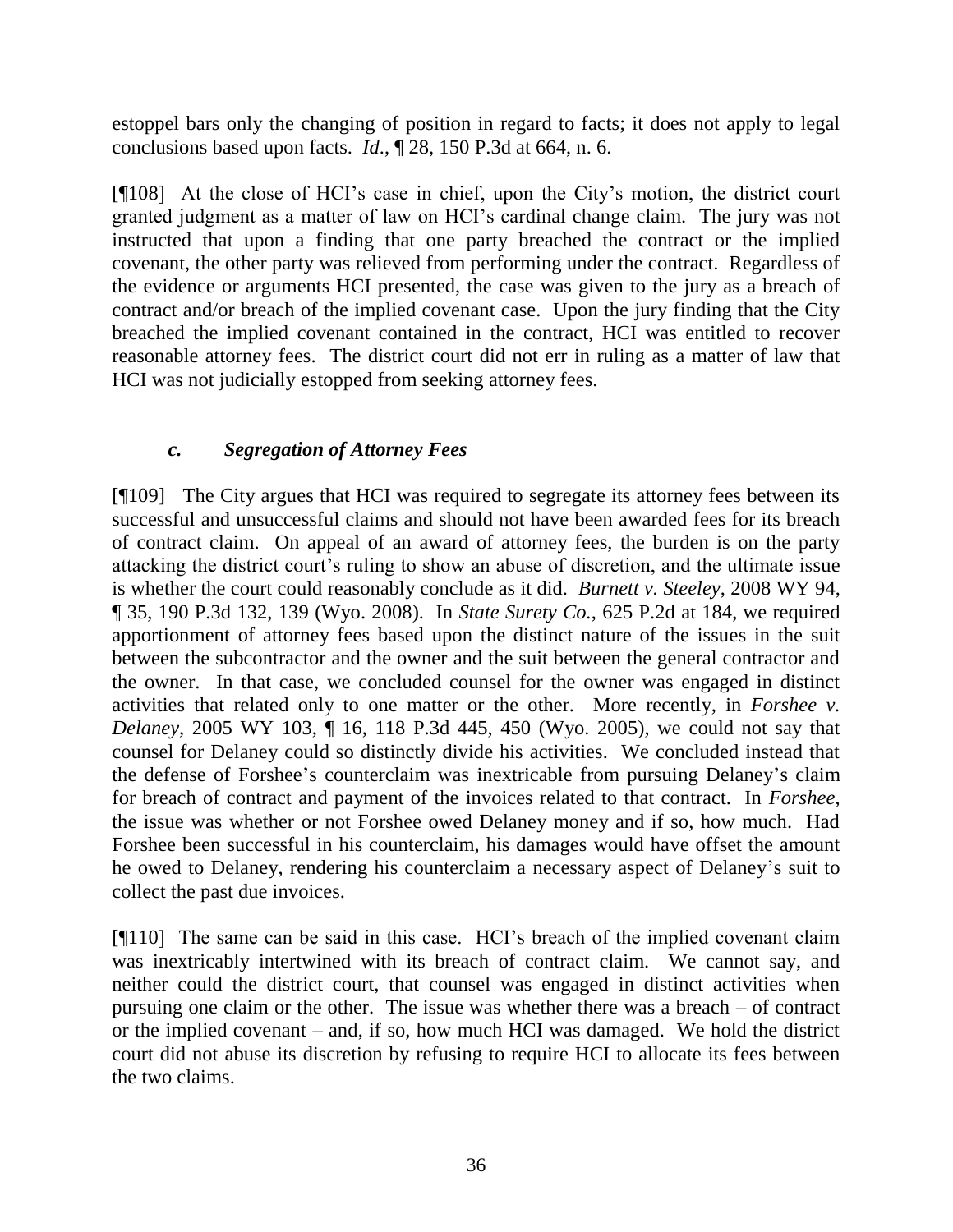estoppel bars only the changing of position in regard to facts; it does not apply to legal conclusions based upon facts. *Id*., ¶ 28, 150 P.3d at 664, n. 6.

[¶108] At the close of HCI's case in chief, upon the City's motion, the district court granted judgment as a matter of law on HCI's cardinal change claim. The jury was not instructed that upon a finding that one party breached the contract or the implied covenant, the other party was relieved from performing under the contract. Regardless of the evidence or arguments HCI presented, the case was given to the jury as a breach of contract and/or breach of the implied covenant case. Upon the jury finding that the City breached the implied covenant contained in the contract, HCI was entitled to recover reasonable attorney fees. The district court did not err in ruling as a matter of law that HCI was not judicially estopped from seeking attorney fees.

### *c. Segregation of Attorney Fees*

[¶109] The City argues that HCI was required to segregate its attorney fees between its successful and unsuccessful claims and should not have been awarded fees for its breach of contract claim. On appeal of an award of attorney fees, the burden is on the party attacking the district court's ruling to show an abuse of discretion, and the ultimate issue is whether the court could reasonably conclude as it did. *Burnett v. Steeley*, 2008 WY 94, ¶ 35, 190 P.3d 132, 139 (Wyo. 2008). In *State Surety Co.*, 625 P.2d at 184, we required apportionment of attorney fees based upon the distinct nature of the issues in the suit between the subcontractor and the owner and the suit between the general contractor and the owner. In that case, we concluded counsel for the owner was engaged in distinct activities that related only to one matter or the other. More recently, in *Forshee v. Delaney*, 2005 WY 103, ¶ 16, 118 P.3d 445, 450 (Wyo. 2005), we could not say that counsel for Delaney could so distinctly divide his activities. We concluded instead that the defense of Forshee's counterclaim was inextricable from pursuing Delaney's claim for breach of contract and payment of the invoices related to that contract. In *Forshee*, the issue was whether or not Forshee owed Delaney money and if so, how much. Had Forshee been successful in his counterclaim, his damages would have offset the amount he owed to Delaney, rendering his counterclaim a necessary aspect of Delaney's suit to collect the past due invoices.

[¶110] The same can be said in this case. HCI's breach of the implied covenant claim was inextricably intertwined with its breach of contract claim. We cannot say, and neither could the district court, that counsel was engaged in distinct activities when pursuing one claim or the other. The issue was whether there was a breach – of contract or the implied covenant – and, if so, how much HCI was damaged. We hold the district court did not abuse its discretion by refusing to require HCI to allocate its fees between the two claims.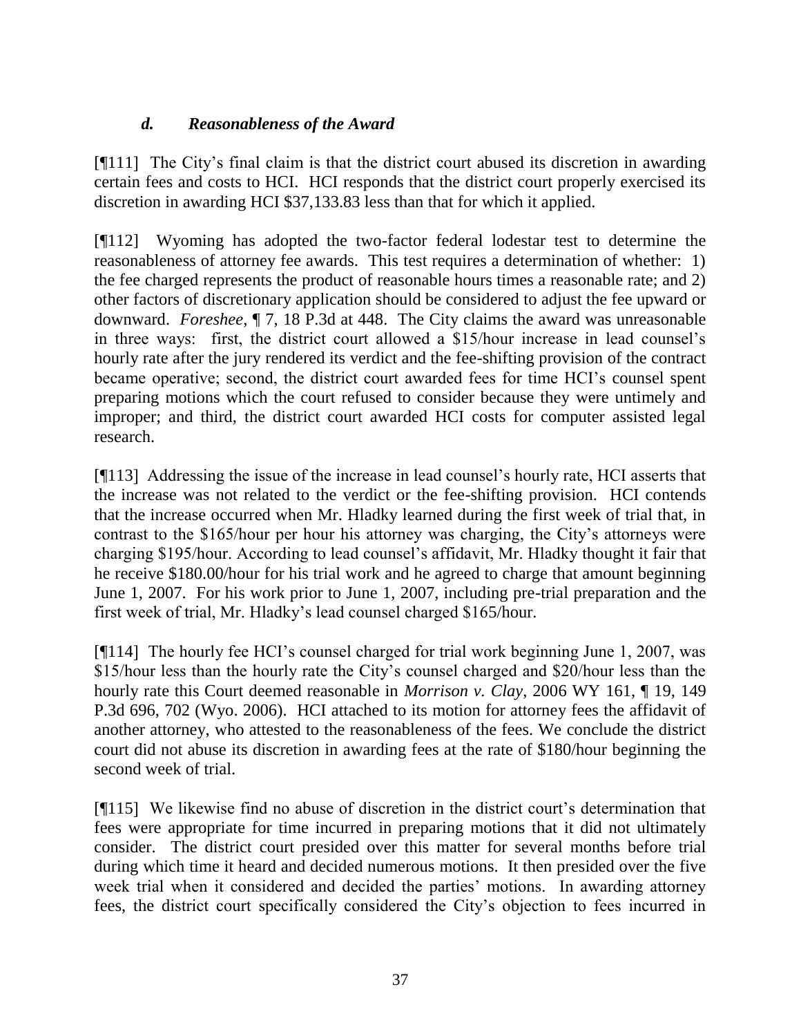### *d. Reasonableness of the Award*

[¶111] The City's final claim is that the district court abused its discretion in awarding certain fees and costs to HCI. HCI responds that the district court properly exercised its discretion in awarding HCI $37,133.83 less than that for which it applied.

[¶112] Wyoming has adopted the two-factor federal lodestar test to determine the reasonableness of attorney fee awards. This test requires a determination of whether: 1) the fee charged represents the product of reasonable hours times a reasonable rate; and 2) other factors of discretionary application should be considered to adjust the fee upward or downward. *Foreshee*, ¶ 7, 18 P.3d at 448. The City claims the award was unreasonable in three ways: first, the district court allowed a $15/hour increase in lead counsel's hourly rate after the jury rendered its verdict and the fee-shifting provision of the contract became operative; second, the district court awarded fees for time HCI's counsel spent preparing motions which the court refused to consider because they were untimely and improper; and third, the district court awarded HCI costs for computer assisted legal research.

[¶113] Addressing the issue of the increase in lead counsel's hourly rate, HCI asserts that the increase was not related to the verdict or the fee-shifting provision. HCI contends that the increase occurred when Mr. Hladky learned during the first week of trial that, in contrast to the $165/hour per hour his attorney was charging, the City's attorneys were charging $195/hour. According to lead counsel's affidavit, Mr. Hladky thought it fair that he receive $180.00/hour for his trial work and he agreed to charge that amount beginning June 1, 2007. For his work prior to June 1, 2007, including pre-trial preparation and the first week of trial, Mr. Hladky's lead counsel charged $165/hour.

[¶114] The hourly fee HCI's counsel charged for trial work beginning June 1, 2007, was $15/hour less than the hourly rate the City's counsel charged and $20/hour less than the hourly rate this Court deemed reasonable in *Morrison v. Clay*, 2006 WY 161, ¶ 19, 149 P.3d 696, 702 (Wyo. 2006). HCI attached to its motion for attorney fees the affidavit of another attorney, who attested to the reasonableness of the fees. We conclude the district court did not abuse its discretion in awarding fees at the rate of $180/hour beginning the second week of trial.

[¶115] We likewise find no abuse of discretion in the district court's determination that fees were appropriate for time incurred in preparing motions that it did not ultimately consider. The district court presided over this matter for several months before trial during which time it heard and decided numerous motions. It then presided over the five week trial when it considered and decided the parties' motions. In awarding attorney fees, the district court specifically considered the City's objection to fees incurred in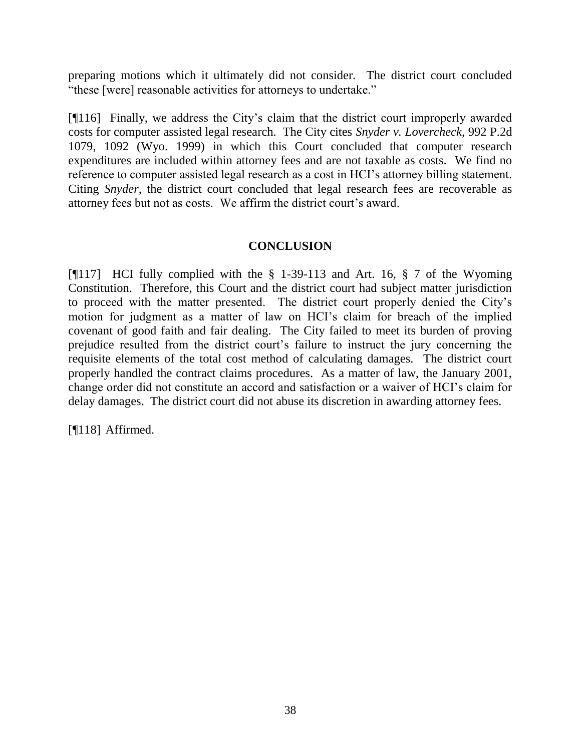preparing motions which it ultimately did not consider. The district court concluded "these [were] reasonable activities for attorneys to undertake."

[¶116] Finally, we address the City's claim that the district court improperly awarded costs for computer assisted legal research. The City cites *Snyder v. Lovercheck*, 992 P.2d 1079, 1092 (Wyo. 1999) in which this Court concluded that computer research expenditures are included within attorney fees and are not taxable as costs. We find no reference to computer assisted legal research as a cost in HCI's attorney billing statement. Citing *Snyder*, the district court concluded that legal research fees are recoverable as attorney fees but not as costs. We affirm the district court's award.

## CONCLUSION

[¶117] HCI fully complied with the § 1-39-113 and Art. 16, § 7 of the Wyoming Constitution. Therefore, this Court and the district court had subject matter jurisdiction to proceed with the matter presented. The district court properly denied the City's motion for judgment as a matter of law on HCI's claim for breach of the implied covenant of good faith and fair dealing. The City failed to meet its burden of proving prejudice resulted from the district court's failure to instruct the jury concerning the requisite elements of the total cost method of calculating damages. The district court properly handled the contract claims procedures. As a matter of law, the January 2001, change order did not constitute an accord and satisfaction or a waiver of HCI's claim for delay damages. The district court did not abuse its discretion in awarding attorney fees.

[¶118] Affirmed.